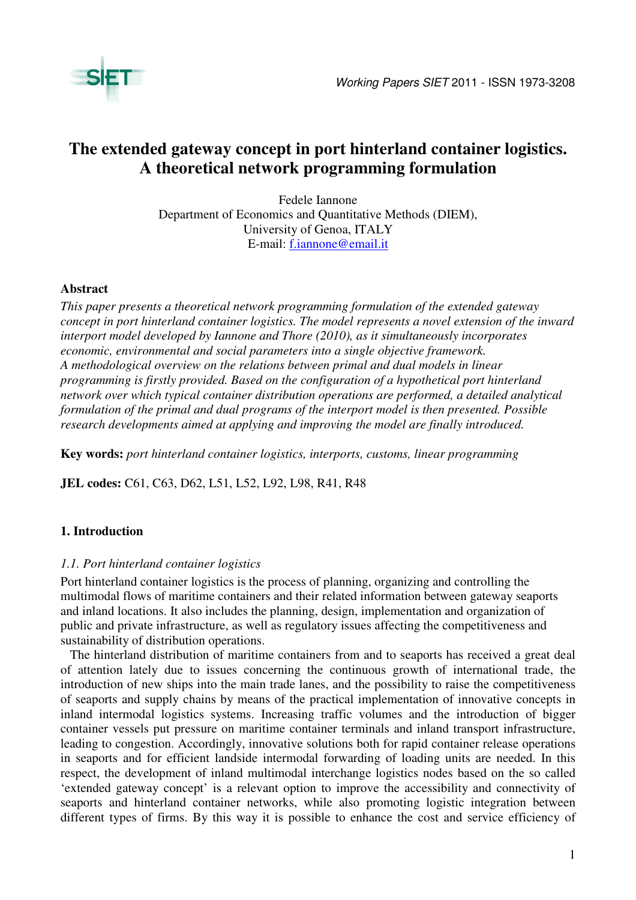# The extended gateway concept in port hinterland container logistics. A theoretical network programming formulation

Fedele Iannone
Department of Economics and Quantitative Methods (DIEM),
University of Genoa, ITALY
E-mail: f.iannone@email.it

**Abstract**

*This paper presents a theoretical network programming formulation of the extended gateway concept in port hinterland container logistics. The model represents a novel extension of the inward interport model developed by Iannone and Thore (2010), as it simultaneously incorporates economic, environmental and social parameters into a single objective framework. A methodological overview on the relations between primal and dual models in linear programming is firstly provided. Based on the configuration of a hypothetical port hinterland network over which typical container distribution operations are performed, a detailed analytical formulation of the primal and dual programs of the interport model is then presented. Possible research developments aimed at applying and improving the model are finally introduced.*

**Key words:** *port hinterland container logistics, interports, customs, linear programming*

**JEL codes:** C61, C63, D62, L51, L52, L92, L98, R41, R48

## 1. Introduction

### *1.1. Port hinterland container logistics*

Port hinterland container logistics is the process of planning, organizing and controlling the multimodal flows of maritime containers and their related information between gateway seaports and inland locations. It also includes the planning, design, implementation and organization of public and private infrastructure, as well as regulatory issues affecting the competitiveness and sustainability of distribution operations.

The hinterland distribution of maritime containers from and to seaports has received a great deal of attention lately due to issues concerning the continuous growth of international trade, the introduction of new ships into the main trade lanes, and the possibility to raise the competitiveness of seaports and supply chains by means of the practical implementation of innovative concepts in inland intermodal logistics systems. Increasing traffic volumes and the introduction of bigger container vessels put pressure on maritime container terminals and inland transport infrastructure, leading to congestion. Accordingly, innovative solutions both for rapid container release operations in seaports and for efficient landside intermodal forwarding of loading units are needed. In this respect, the development of inland multimodal interchange logistics nodes based on the so called 'extended gateway concept' is a relevant option to improve the accessibility and connectivity of seaports and hinterland container networks, while also promoting logistic integration between different types of firms. By this way it is possible to enhance the cost and service efficiency of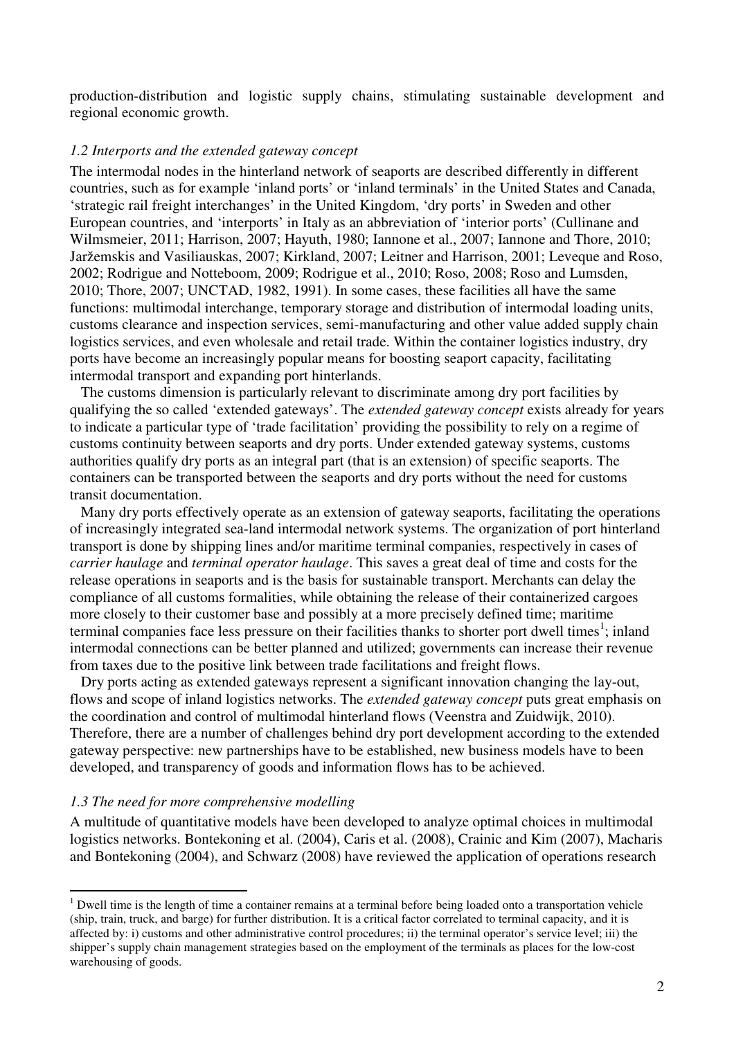production-distribution and logistic supply chains, stimulating sustainable development and regional economic growth.

### *1.2 Interports and the extended gateway concept*

The intermodal nodes in the hinterland network of seaports are described differently in different countries, such as for example 'inland ports' or 'inland terminals' in the United States and Canada, 'strategic rail freight interchanges' in the United Kingdom, 'dry ports' in Sweden and other European countries, and 'interports' in Italy as an abbreviation of 'interior ports' (Cullinane and Wilmsmeier, 2011; Harrison, 2007; Hayuth, 1980; Iannone et al., 2007; Iannone and Thore, 2010; Jaržemskis and Vasiliauskas, 2007; Kirkland, 2007; Leitner and Harrison, 2001; Leveque and Roso, 2002; Rodrigue and Notteboom, 2009; Rodrigue et al., 2010; Roso, 2008; Roso and Lumsden, 2010; Thore, 2007; UNCTAD, 1982, 1991). In some cases, these facilities all have the same functions: multimodal interchange, temporary storage and distribution of intermodal loading units, customs clearance and inspection services, semi-manufacturing and other value added supply chain logistics services, and even wholesale and retail trade. Within the container logistics industry, dry ports have become an increasingly popular means for boosting seaport capacity, facilitating intermodal transport and expanding port hinterlands.

The customs dimension is particularly relevant to discriminate among dry port facilities by qualifying the so called 'extended gateways'. The *extended gateway concept* exists already for years to indicate a particular type of 'trade facilitation' providing the possibility to rely on a regime of customs continuity between seaports and dry ports. Under extended gateway systems, customs authorities qualify dry ports as an integral part (that is an extension) of specific seaports. The containers can be transported between the seaports and dry ports without the need for customs transit documentation.

Many dry ports effectively operate as an extension of gateway seaports, facilitating the operations of increasingly integrated sea-land intermodal network systems. The organization of port hinterland transport is done by shipping lines and/or maritime terminal companies, respectively in cases of *carrier haulage* and *terminal operator haulage*. This saves a great deal of time and costs for the release operations in seaports and is the basis for sustainable transport. Merchants can delay the compliance of all customs formalities, while obtaining the release of their containerized cargoes more closely to their customer base and possibly at a more precisely defined time; maritime terminal companies face less pressure on their facilities thanks to shorter port dwell times[1]; inland intermodal connections can be better planned and utilized; governments can increase their revenue from taxes due to the positive link between trade facilitations and freight flows.

Dry ports acting as extended gateways represent a significant innovation changing the lay-out, flows and scope of inland logistics networks. The *extended gateway concept* puts great emphasis on the coordination and control of multimodal hinterland flows (Veenstra and Zuidwijk, 2010). Therefore, there are a number of challenges behind dry port development according to the extended gateway perspective: new partnerships have to be established, new business models have to been developed, and transparency of goods and information flows has to be achieved.

### *1.3 The need for more comprehensive modelling*

A multitude of quantitative models have been developed to analyze optimal choices in multimodal logistics networks. Bontekoning et al. (2004), Caris et al. (2008), Crainic and Kim (2007), Macharis and Bontekoning (2004), and Schwarz (2008) have reviewed the application of operations research

---

[1] Dwell time is the length of time a container remains at a terminal before being loaded onto a transportation vehicle (ship, train, truck, and barge) for further distribution. It is a critical factor correlated to terminal capacity, and it is affected by: i) customs and other administrative control procedures; ii) the terminal operator's service level; iii) the shipper's supply chain management strategies based on the employment of the terminals as places for the low-cost warehousing of goods.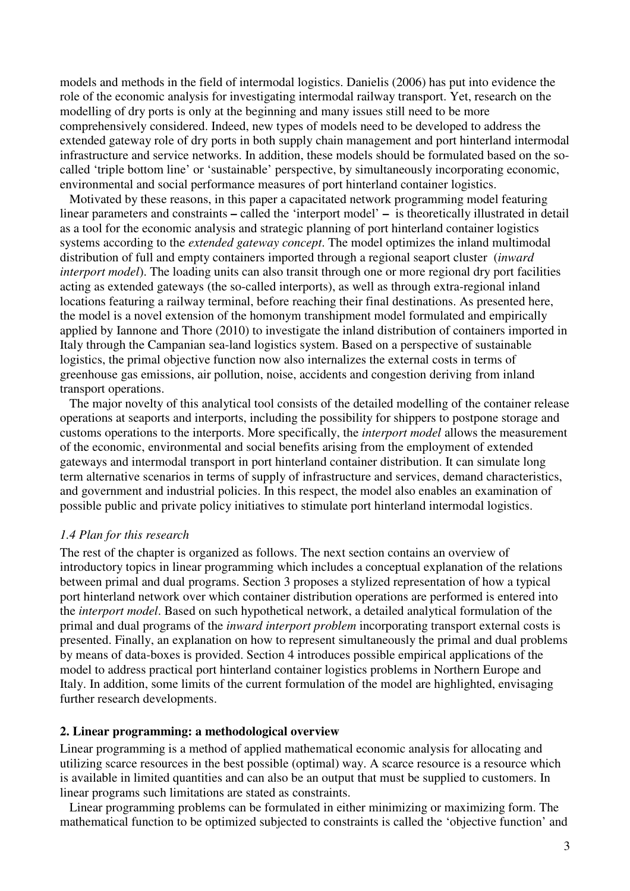models and methods in the field of intermodal logistics. Danielis (2006) has put into evidence the role of the economic analysis for investigating intermodal railway transport. Yet, research on the modelling of dry ports is only at the beginning and many issues still need to be more comprehensively considered. Indeed, new types of models need to be developed to address the extended gateway role of dry ports in both supply chain management and port hinterland intermodal infrastructure and service networks. In addition, these models should be formulated based on the so-called 'triple bottom line' or 'sustainable' perspective, by simultaneously incorporating economic, environmental and social performance measures of port hinterland container logistics.

Motivated by these reasons, in this paper a capacitated network programming model featuring linear parameters and constraints – called the 'interport model' – is theoretically illustrated in detail as a tool for the economic analysis and strategic planning of port hinterland container logistics systems according to the *extended gateway concept*. The model optimizes the inland multimodal distribution of full and empty containers imported through a regional seaport cluster (*inward interport model*). The loading units can also transit through one or more regional dry port facilities acting as extended gateways (the so-called interports), as well as through extra-regional inland locations featuring a railway terminal, before reaching their final destinations. As presented here, the model is a novel extension of the homonym transhipment model formulated and empirically applied by Iannone and Thore (2010) to investigate the inland distribution of containers imported in Italy through the Campanian sea-land logistics system. Based on a perspective of sustainable logistics, the primal objective function now also internalizes the external costs in terms of greenhouse gas emissions, air pollution, noise, accidents and congestion deriving from inland transport operations.

The major novelty of this analytical tool consists of the detailed modelling of the container release operations at seaports and interports, including the possibility for shippers to postpone storage and customs operations to the interports. More specifically, the *interport model* allows the measurement of the economic, environmental and social benefits arising from the employment of extended gateways and intermodal transport in port hinterland container distribution. It can simulate long term alternative scenarios in terms of supply of infrastructure and services, demand characteristics, and government and industrial policies. In this respect, the model also enables an examination of possible public and private policy initiatives to stimulate port hinterland intermodal logistics.

### *1.4 Plan for this research*

The rest of the chapter is organized as follows. The next section contains an overview of introductory topics in linear programming which includes a conceptual explanation of the relations between primal and dual programs. Section 3 proposes a stylized representation of how a typical port hinterland network over which container distribution operations are performed is entered into the *interport model*. Based on such hypothetical network, a detailed analytical formulation of the primal and dual programs of the *inward interport problem* incorporating transport external costs is presented. Finally, an explanation on how to represent simultaneously the primal and dual problems by means of data-boxes is provided. Section 4 introduces possible empirical applications of the model to address practical port hinterland container logistics problems in Northern Europe and Italy. In addition, some limits of the current formulation of the model are highlighted, envisaging further research developments.

## **2. Linear programming: a methodological overview**

Linear programming is a method of applied mathematical economic analysis for allocating and utilizing scarce resources in the best possible (optimal) way. A scarce resource is a resource which is available in limited quantities and can also be an output that must be supplied to customers. In linear programs such limitations are stated as constraints.

Linear programming problems can be formulated in either minimizing or maximizing form. The mathematical function to be optimized subjected to constraints is called the 'objective function' and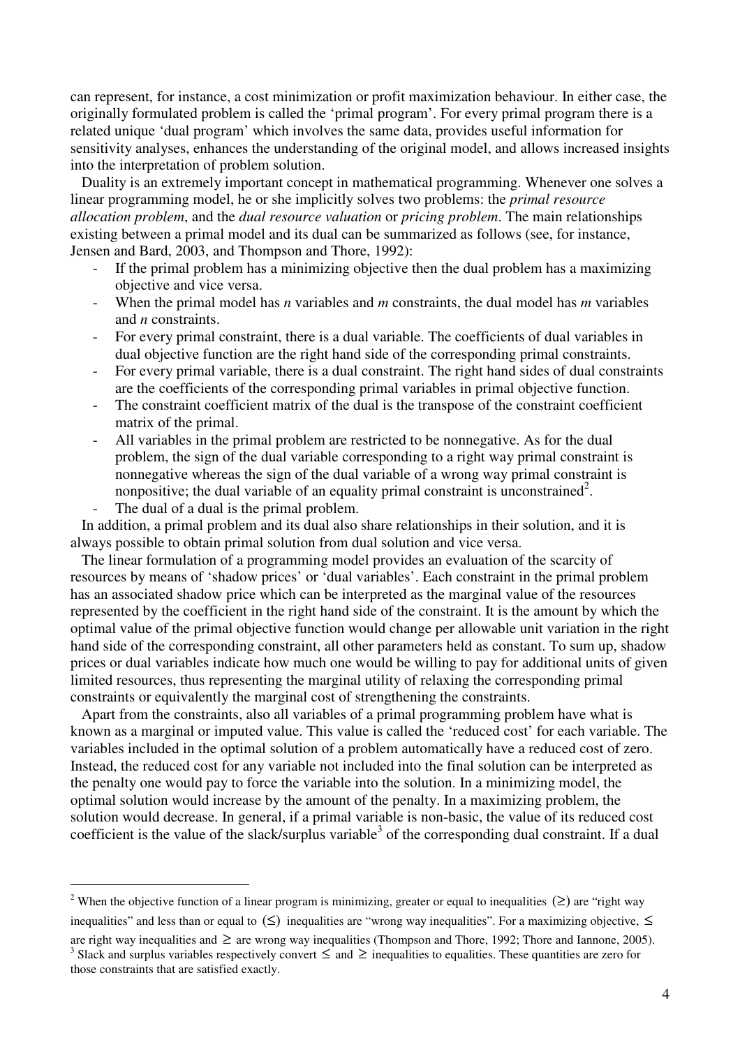can represent, for instance, a cost minimization or profit maximization behaviour. In either case, the originally formulated problem is called the 'primal program'. For every primal program there is a related unique 'dual program' which involves the same data, provides useful information for sensitivity analyses, enhances the understanding of the original model, and allows increased insights into the interpretation of problem solution.

Duality is an extremely important concept in mathematical programming. Whenever one solves a linear programming model, he or she implicitly solves two problems: the *primal resource allocation problem*, and the *dual resource valuation* or *pricing problem*. The main relationships existing between a primal model and its dual can be summarized as follows (see, for instance, Jensen and Bard, 2003, and Thompson and Thore, 1992):

- If the primal problem has a minimizing objective then the dual problem has a maximizing objective and vice versa.
- When the primal model has *n* variables and *m* constraints, the dual model has *m* variables and *n* constraints.
- For every primal constraint, there is a dual variable. The coefficients of dual variables in dual objective function are the right hand side of the corresponding primal constraints.
- For every primal variable, there is a dual constraint. The right hand sides of dual constraints are the coefficients of the corresponding primal variables in primal objective function.
- The constraint coefficient matrix of the dual is the transpose of the constraint coefficient matrix of the primal.
- All variables in the primal problem are restricted to be nonnegative. As for the dual problem, the sign of the dual variable corresponding to a right way primal constraint is nonnegative whereas the sign of the dual variable of a wrong way primal constraint is nonpositive; the dual variable of an equality primal constraint is unconstrained[2].
- The dual of a dual is the primal problem.

In addition, a primal problem and its dual also share relationships in their solution, and it is always possible to obtain primal solution from dual solution and vice versa.

The linear formulation of a programming model provides an evaluation of the scarcity of resources by means of 'shadow prices' or 'dual variables'. Each constraint in the primal problem has an associated shadow price which can be interpreted as the marginal value of the resources represented by the coefficient in the right hand side of the constraint. It is the amount by which the optimal value of the primal objective function would change per allowable unit variation in the right hand side of the corresponding constraint, all other parameters held as constant. To sum up, shadow prices or dual variables indicate how much one would be willing to pay for additional units of given limited resources, thus representing the marginal utility of relaxing the corresponding primal constraints or equivalently the marginal cost of strengthening the constraints.

Apart from the constraints, also all variables of a primal programming problem have what is known as a marginal or imputed value. This value is called the 'reduced cost' for each variable. The variables included in the optimal solution of a problem automatically have a reduced cost of zero. Instead, the reduced cost for any variable not included into the final solution can be interpreted as the penalty one would pay to force the variable into the solution. In a minimizing model, the optimal solution would increase by the amount of the penalty. In a maximizing problem, the solution would decrease. In general, if a primal variable is non-basic, the value of its reduced cost coefficient is the value of the slack/surplus variable[3] of the corresponding dual constraint. If a dual

---

[2] When the objective function of a linear program is minimizing, greater or equal to inequalities $(\geq)$ are "right way inequalities" and less than or equal to $(\leq)$ inequalities are "wrong way inequalities". For a maximizing objective, $\leq$ are right way inequalities and $\geq$ are wrong way inequalities (Thompson and Thore, 1992; Thore and Iannone, 2005).

[3] Slack and surplus variables respectively convert $\leq$ and $\geq$ inequalities to equalities. These quantities are zero for those constraints that are satisfied exactly.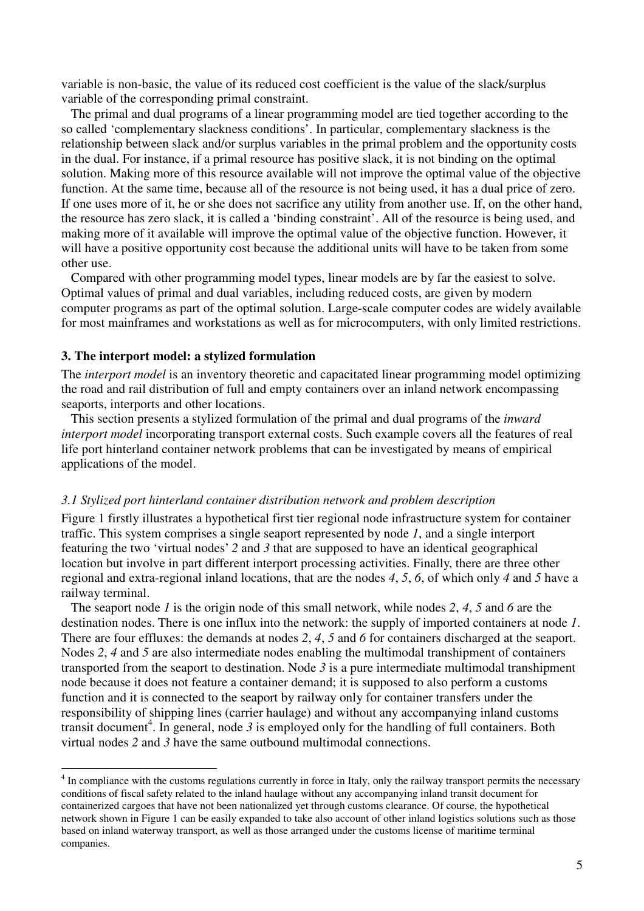variable is non-basic, the value of its reduced cost coefficient is the value of the slack/surplus variable of the corresponding primal constraint.

The primal and dual programs of a linear programming model are tied together according to the so called 'complementary slackness conditions'. In particular, complementary slackness is the relationship between slack and/or surplus variables in the primal problem and the opportunity costs in the dual. For instance, if a primal resource has positive slack, it is not binding on the optimal solution. Making more of this resource available will not improve the optimal value of the objective function. At the same time, because all of the resource is not being used, it has a dual price of zero. If one uses more of it, he or she does not sacrifice any utility from another use. If, on the other hand, the resource has zero slack, it is called a 'binding constraint'. All of the resource is being used, and making more of it available will improve the optimal value of the objective function. However, it will have a positive opportunity cost because the additional units will have to be taken from some other use.

Compared with other programming model types, linear models are by far the easiest to solve. Optimal values of primal and dual variables, including reduced costs, are given by modern computer programs as part of the optimal solution. Large-scale computer codes are widely available for most mainframes and workstations as well as for microcomputers, with only limited restrictions.

## 3. The interport model: a stylized formulation

The *interport model* is an inventory theoretic and capacitated linear programming model optimizing the road and rail distribution of full and empty containers over an inland network encompassing seaports, interports and other locations.

This section presents a stylized formulation of the primal and dual programs of the *inward interport model* incorporating transport external costs. Such example covers all the features of real life port hinterland container network problems that can be investigated by means of empirical applications of the model.

### *3.1 Stylized port hinterland container distribution network and problem description*

Figure 1 firstly illustrates a hypothetical first tier regional node infrastructure system for container traffic. This system comprises a single seaport represented by node *1*, and a single interport featuring the two 'virtual nodes' *2* and *3* that are supposed to have an identical geographical location but involve in part different interport processing activities. Finally, there are three other regional and extra-regional inland locations, that are the nodes *4*, *5*, *6*, of which only *4* and *5* have a railway terminal.

The seaport node *1* is the origin node of this small network, while nodes *2*, *4*, *5* and *6* are the destination nodes. There is one influx into the network: the supply of imported containers at node *1*. There are four effluxes: the demands at nodes *2*, *4*, *5* and *6* for containers discharged at the seaport. Nodes *2*, *4* and *5* are also intermediate nodes enabling the multimodal transhipment of containers transported from the seaport to destination. Node *3* is a pure intermediate multimodal transhipment node because it does not feature a container demand; it is supposed to also perform a customs function and it is connected to the seaport by railway only for container transfers under the responsibility of shipping lines (carrier haulage) and without any accompanying inland customs transit document[4]. In general, node *3* is employed only for the handling of full containers. Both virtual nodes *2* and *3* have the same outbound multimodal connections.

[4] In compliance with the customs regulations currently in force in Italy, only the railway transport permits the necessary conditions of fiscal safety related to the inland haulage without any accompanying inland transit document for containerized cargoes that have not been nationalized yet through customs clearance. Of course, the hypothetical network shown in Figure 1 can be easily expanded to take also account of other inland logistics solutions such as those based on inland waterway transport, as well as those arranged under the customs license of maritime terminal companies.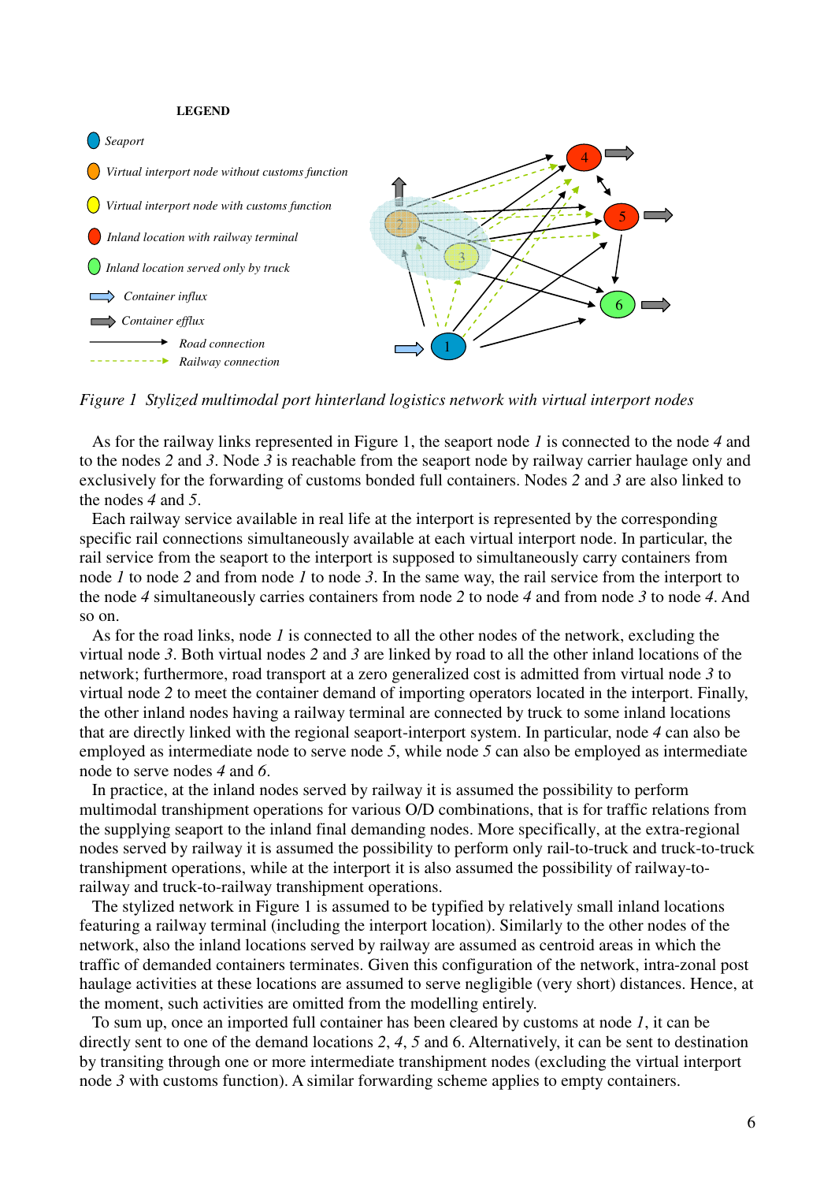*Figure 1 Stylized multimodal port hinterland logistics network with virtual interport nodes*

As for the railway links represented in Figure 1, the seaport node *1* is connected to the node *4* and to the nodes *2* and *3*. Node *3* is reachable from the seaport node by railway carrier haulage only and exclusively for the forwarding of customs bonded full containers. Nodes *2* and *3* are also linked to the nodes *4* and *5*.

Each railway service available in real life at the interport is represented by the corresponding specific rail connections simultaneously available at each virtual interport node. In particular, the rail service from the seaport to the interport is supposed to simultaneously carry containers from node *1* to node *2* and from node *1* to node *3*. In the same way, the rail service from the interport to the node *4* simultaneously carries containers from node *2* to node *4* and from node *3* to node *4*. And so on.

As for the road links, node *1* is connected to all the other nodes of the network, excluding the virtual node *3*. Both virtual nodes *2* and *3* are linked by road to all the other inland locations of the network; furthermore, road transport at a zero generalized cost is admitted from virtual node *3* to virtual node *2* to meet the container demand of importing operators located in the interport. Finally, the other inland nodes having a railway terminal are connected by truck to some inland locations that are directly linked with the regional seaport-interport system. In particular, node *4* can also be employed as intermediate node to serve node *5*, while node *5* can also be employed as intermediate node to serve nodes *4* and *6*.

In practice, at the inland nodes served by railway it is assumed the possibility to perform multimodal transhipment operations for various O/D combinations, that is for traffic relations from the supplying seaport to the inland final demanding nodes. More specifically, at the extra-regional nodes served by railway it is assumed the possibility to perform only rail-to-truck and truck-to-truck transhipment operations, while at the interport it is also assumed the possibility of railway-to-railway and truck-to-railway transhipment operations.

The stylized network in Figure 1 is assumed to be typified by relatively small inland locations featuring a railway terminal (including the interport location). Similarly to the other nodes of the network, also the inland locations served by railway are assumed as centroid areas in which the traffic of demanded containers terminates. Given this configuration of the network, intra-zonal post haulage activities at these locations are assumed to serve negligible (very short) distances. Hence, at the moment, such activities are omitted from the modelling entirely.

To sum up, once an imported full container has been cleared by customs at node *1*, it can be directly sent to one of the demand locations *2*, *4*, *5* and 6. Alternatively, it can be sent to destination by transiting through one or more intermediate transhipment nodes (excluding the virtual interport node *3* with customs function). A similar forwarding scheme applies to empty containers.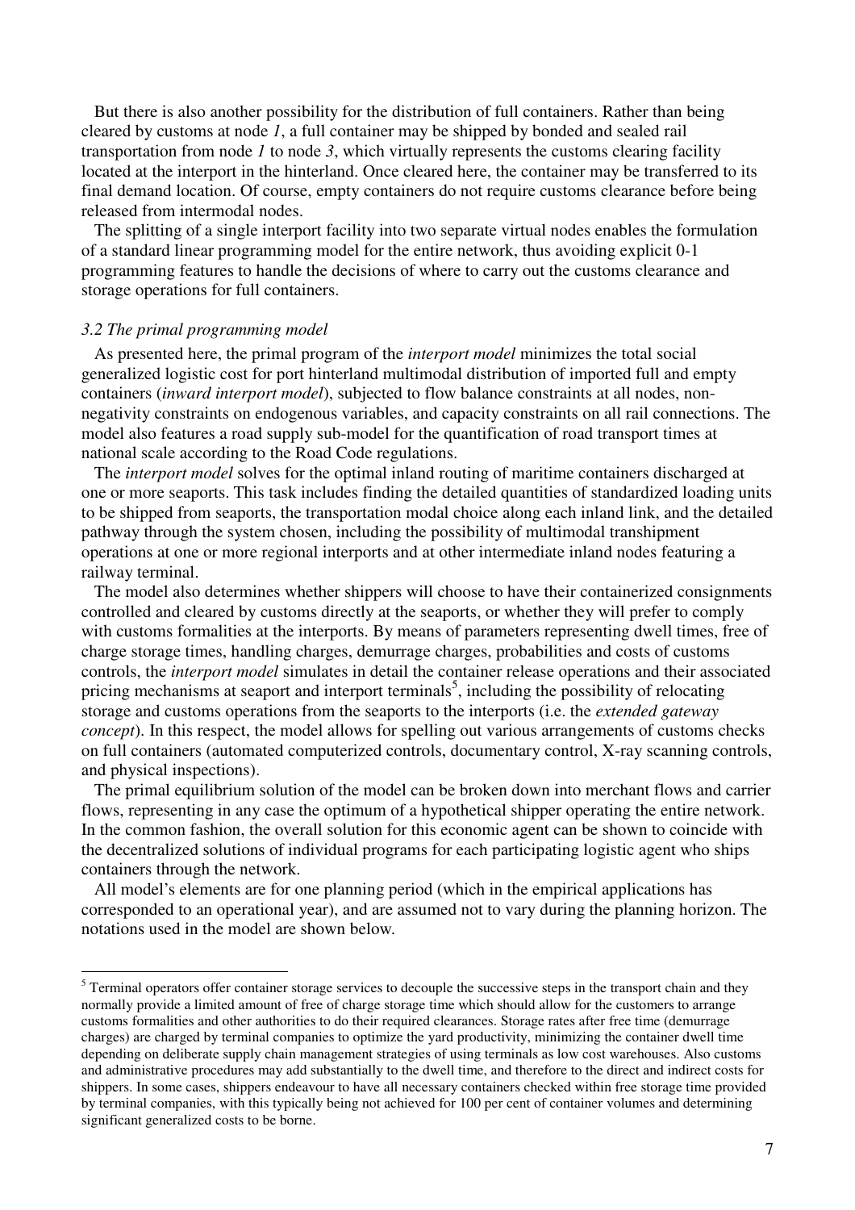But there is also another possibility for the distribution of full containers. Rather than being cleared by customs at node *1*, a full container may be shipped by bonded and sealed rail transportation from node *1* to node *3*, which virtually represents the customs clearing facility located at the interport in the hinterland. Once cleared here, the container may be transferred to its final demand location. Of course, empty containers do not require customs clearance before being released from intermodal nodes.

The splitting of a single interport facility into two separate virtual nodes enables the formulation of a standard linear programming model for the entire network, thus avoiding explicit 0-1 programming features to handle the decisions of where to carry out the customs clearance and storage operations for full containers.

### *3.2 The primal programming model*

As presented here, the primal program of the *interport model* minimizes the total social generalized logistic cost for port hinterland multimodal distribution of imported full and empty containers (*inward interport model*), subjected to flow balance constraints at all nodes, non-negativity constraints on endogenous variables, and capacity constraints on all rail connections. The model also features a road supply sub-model for the quantification of road transport times at national scale according to the Road Code regulations.

The *interport model* solves for the optimal inland routing of maritime containers discharged at one or more seaports. This task includes finding the detailed quantities of standardized loading units to be shipped from seaports, the transportation modal choice along each inland link, and the detailed pathway through the system chosen, including the possibility of multimodal transhipment operations at one or more regional interports and at other intermediate inland nodes featuring a railway terminal.

The model also determines whether shippers will choose to have their containerized consignments controlled and cleared by customs directly at the seaports, or whether they will prefer to comply with customs formalities at the interports. By means of parameters representing dwell times, free of charge storage times, handling charges, demurrage charges, probabilities and costs of customs controls, the *interport model* simulates in detail the container release operations and their associated pricing mechanisms at seaport and interport terminals[5], including the possibility of relocating storage and customs operations from the seaports to the interports (i.e. the *extended gateway concept*). In this respect, the model allows for spelling out various arrangements of customs checks on full containers (automated computerized controls, documentary control, X-ray scanning controls, and physical inspections).

The primal equilibrium solution of the model can be broken down into merchant flows and carrier flows, representing in any case the optimum of a hypothetical shipper operating the entire network. In the common fashion, the overall solution for this economic agent can be shown to coincide with the decentralized solutions of individual programs for each participating logistic agent who ships containers through the network.

All model's elements are for one planning period (which in the empirical applications has corresponded to an operational year), and are assumed not to vary during the planning horizon. The notations used in the model are shown below.

---

[5] Terminal operators offer container storage services to decouple the successive steps in the transport chain and they normally provide a limited amount of free of charge storage time which should allow for the customers to arrange customs formalities and other authorities to do their required clearances. Storage rates after free time (demurrage charges) are charged by terminal companies to optimize the yard productivity, minimizing the container dwell time depending on deliberate supply chain management strategies of using terminals as low cost warehouses. Also customs and administrative procedures may add substantially to the dwell time, and therefore to the direct and indirect costs for shippers. In some cases, shippers endeavour to have all necessary containers checked within free storage time provided by terminal companies, with this typically being not achieved for 100 per cent of container volumes and determining significant generalized costs to be borne.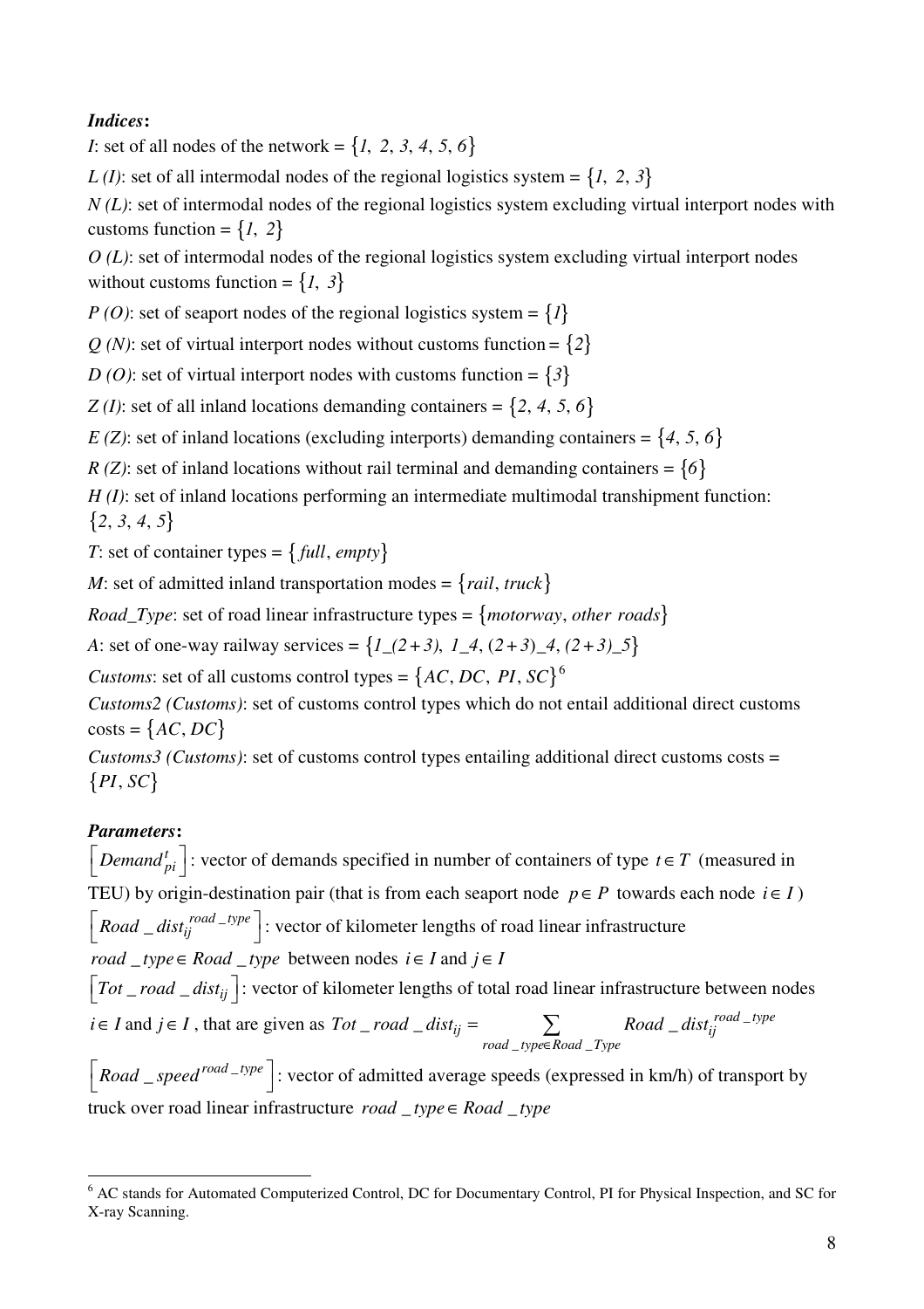***Indices*:**

*I*: set of all nodes of the network = $\{1,\ 2,\ 3,\ 4,\ 5,\ 6\}$

*L (I)*: set of all intermodal nodes of the regional logistics system = $\{1,\ 2,\ 3\}$

*N (L)*: set of intermodal nodes of the regional logistics system excluding virtual interport nodes with customs function = $\{1,\ 2\}$

*O (L)*: set of intermodal nodes of the regional logistics system excluding virtual interport nodes without customs function = $\{1,\ 3\}$

*P (O)*: set of seaport nodes of the regional logistics system = $\{1\}$

*Q (N)*: set of virtual interport nodes without customs function = $\{2\}$

*D (O)*: set of virtual interport nodes with customs function = $\{3\}$

*Z (I)*: set of all inland locations demanding containers = $\{2,\ 4,\ 5,\ 6\}$

*E (Z)*: set of inland locations (excluding interports) demanding containers = $\{4,\ 5,\ 6\}$

*R (Z)*: set of inland locations without rail terminal and demanding containers = $\{6\}$

*H (I)*: set of inland locations performing an intermediate multimodal transhipment function: $\{2,\ 3,\ 4,\ 5\}$

*T*: set of container types = $\{full,\ empty\}$

*M*: set of admitted inland transportation modes = $\{rail,\ truck\}$

*Road_Type*: set of road linear infrastructure types = $\{motorway,\ other\ roads\}$

*A*: set of one-way railway services = $\{1\_(2+3),\ 1\_4,\ (2+3)\_4,\ (2+3)\_5\}$

*Customs*: set of all customs control types = $\{AC,\ DC,\ PI,\ SC\}$[6]

*Customs2 (Customs)*: set of customs control types which do not entail additional direct customs costs = $\{AC,\ DC\}$

*Customs3 (Customs)*: set of customs control types entailing additional direct customs costs = $\{PI,\ SC\}$

***Parameters*:**

$\left[Demand_{pi}^{t}\right]$: vector of demands specified in number of containers of type $t \in T$ (measured in TEU) by origin-destination pair (that is from each seaport node $p \in P$ towards each node $i \in I$)

$\left[Road\_dist_{ij}^{road\_type}\right]$: vector of kilometer lengths of road linear infrastructure $road\_type \in Road\_type$ between nodes $i \in I$ and $j \in I$

$\left[Tot\_road\_dist_{ij}\right]$: vector of kilometer lengths of total road linear infrastructure between nodes $i \in I$ and $j \in I$, that are given as $Tot\_road\_dist_{ij} = \sum_{road\_type \in Road\_Type} Road\_dist_{ij}^{road\_type}$

$\left[Road\_speed^{road\_type}\right]$: vector of admitted average speeds (expressed in km/h) of transport by truck over road linear infrastructure $road\_type \in Road\_type$

---

[6] AC stands for Automated Computerized Control, DC for Documentary Control, PI for Physical Inspection, and SC for X-ray Scanning.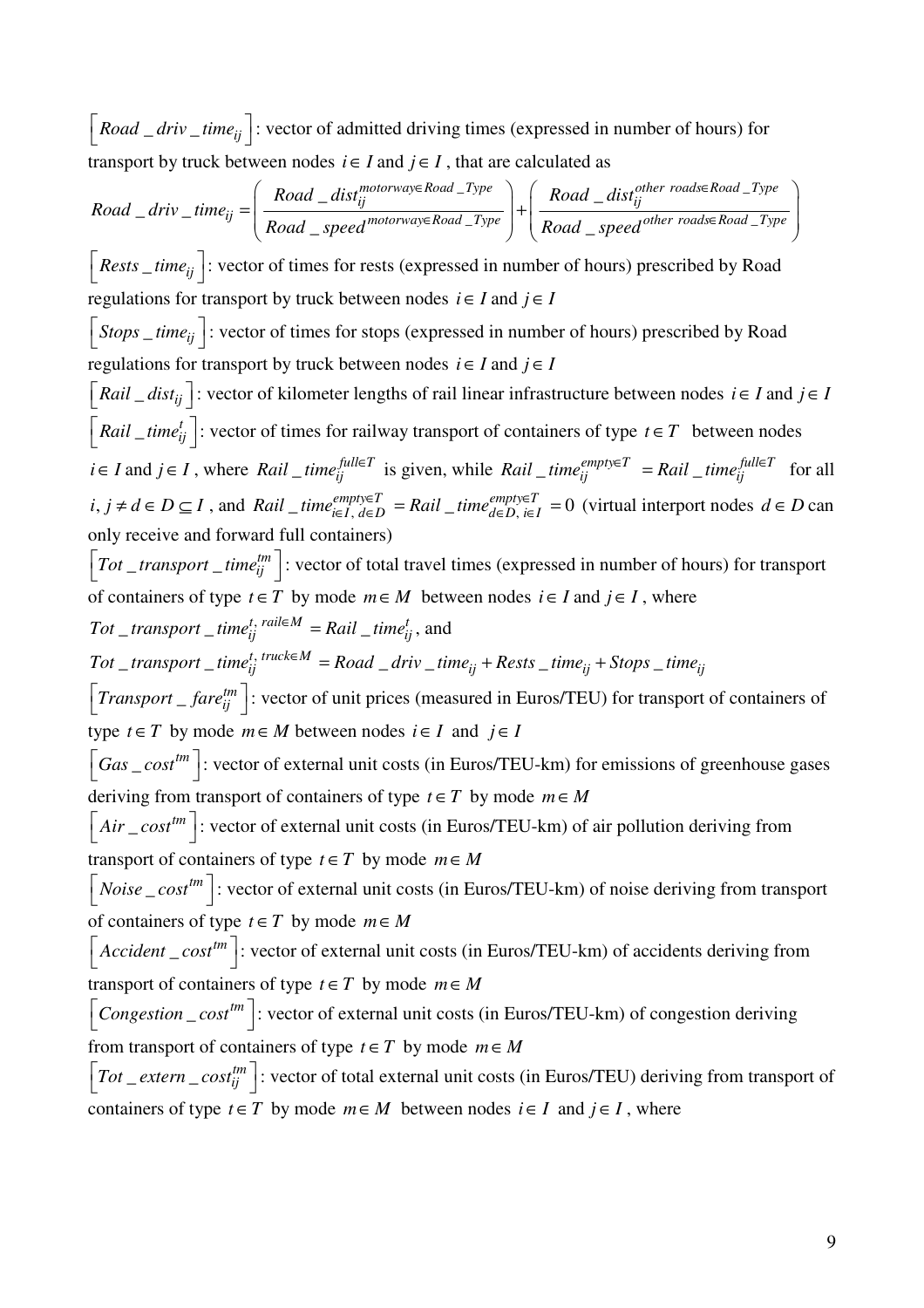$\left[ Road\_driv\_time_{ij} \right]$: vector of admitted driving times (expressed in number of hours) for transport by truck between nodes $i \in I$ and $j \in I$, that are calculated as

$$Road\_driv\_time_{ij} = \left( \frac{Road\_dist_{ij}^{motorway \in Road\_Type}}{Road\_speed^{motorway \in Road\_Type}} \right) + \left( \frac{Road\_dist_{ij}^{other\ roads \in Road\_Type}}{Road\_speed^{other\ roads \in Road\_Type}} \right)$$

$\left[ Rests\_time_{ij} \right]$: vector of times for rests (expressed in number of hours) prescribed by Road regulations for transport by truck between nodes $i \in I$ and $j \in I$

$\left[ Stops\_time_{ij} \right]$: vector of times for stops (expressed in number of hours) prescribed by Road regulations for transport by truck between nodes $i \in I$ and $j \in I$

$\left[ Rail\_dist_{ij} \right]$: vector of kilometer lengths of rail linear infrastructure between nodes $i \in I$ and $j \in I$

$\left[ Rail\_time_{ij}^{t} \right]$: vector of times for railway transport of containers of type $t \in T$ between nodes $i \in I$ and $j \in I$, where $Rail\_time_{ij}^{full \in T}$ is given, while $Rail\_time_{ij}^{empty \in T} = Rail\_time_{ij}^{full \in T}$ for all $i, j \neq d \in D \subseteq I$, and $Rail\_time_{i \in I,\, d \in D}^{empty \in T} = Rail\_time_{d \in D,\, i \in I}^{empty \in T} = 0$ (virtual interport nodes $d \in D$ can only receive and forward full containers)

$\left[ Tot\_transport\_time_{ij}^{tm} \right]$: vector of total travel times (expressed in number of hours) for transport of containers of type $t \in T$ by mode $m \in M$ between nodes $i \in I$ and $j \in I$, where

$Tot\_transport\_time_{ij}^{t,\, rail \in M} = Rail\_time_{ij}^{t}$, and

$Tot\_transport\_time_{ij}^{t,\, truck \in M} = Road\_driv\_time_{ij} + Rests\_time_{ij} + Stops\_time_{ij}$

$\left[ Transport\_fare_{ij}^{tm} \right]$: vector of unit prices (measured in Euros/TEU) for transport of containers of type $t \in T$ by mode $m \in M$ between nodes $i \in I$ and $j \in I$

$\left[ Gas\_cost^{tm} \right]$: vector of external unit costs (in Euros/TEU-km) for emissions of greenhouse gases deriving from transport of containers of type $t \in T$ by mode $m \in M$

$\left[ Air\_cost^{tm} \right]$: vector of external unit costs (in Euros/TEU-km) of air pollution deriving from transport of containers of type $t \in T$ by mode $m \in M$

$\left[ Noise\_cost^{tm} \right]$: vector of external unit costs (in Euros/TEU-km) of noise deriving from transport of containers of type $t \in T$ by mode $m \in M$

$\left[ Accident\_cost^{tm} \right]$: vector of external unit costs (in Euros/TEU-km) of accidents deriving from transport of containers of type $t \in T$ by mode $m \in M$

$\left[ Congestion\_cost^{tm} \right]$: vector of external unit costs (in Euros/TEU-km) of congestion deriving from transport of containers of type $t \in T$ by mode $m \in M$

$\left[ Tot\_extern\_cost_{ij}^{tm} \right]$: vector of total external unit costs (in Euros/TEU) deriving from transport of containers of type $t \in T$ by mode $m \in M$ between nodes $i \in I$ and $j \in I$, where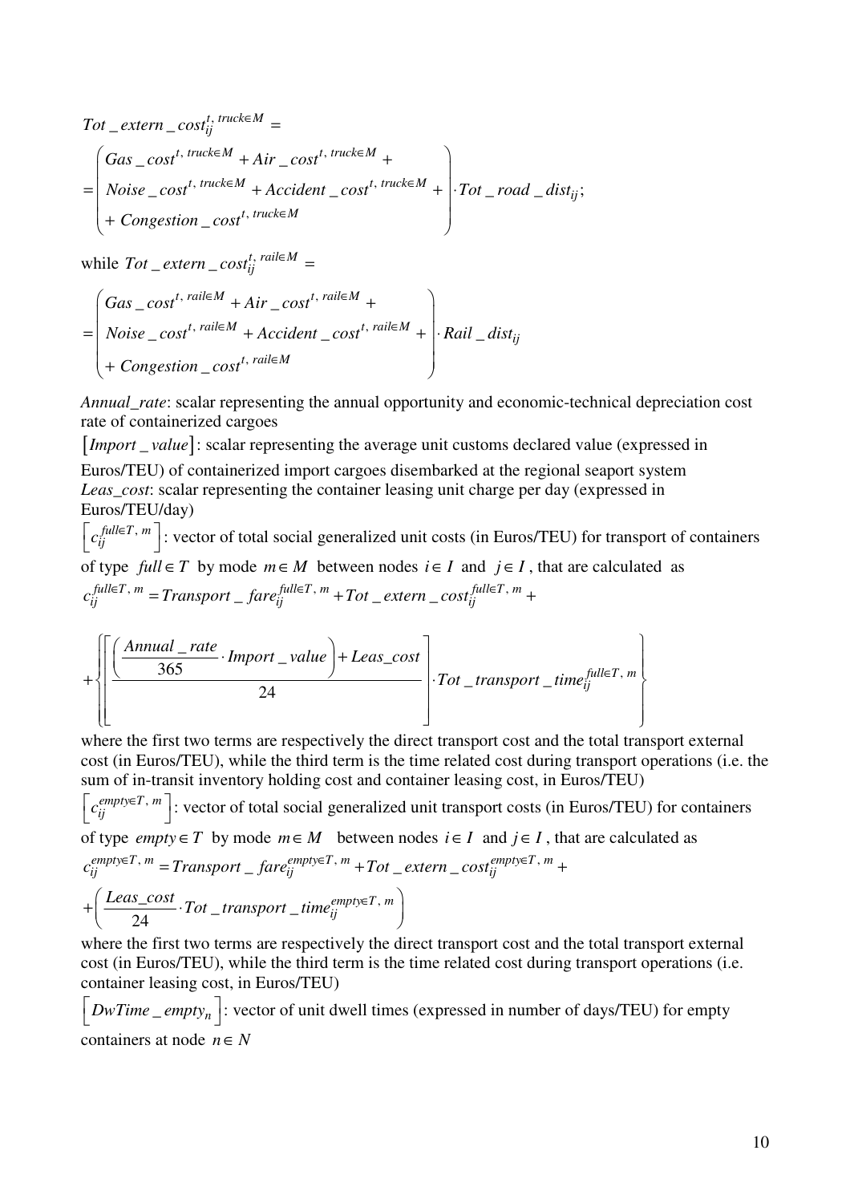$$Tot\_extern\_cost_{ij}^{t,\,truck \in M} =$$

$$= \begin{pmatrix} Gas\_cost^{t,\,truck \in M} + Air\_cost^{t,\,truck \in M} + \\ Noise\_cost^{t,\,truck \in M} + Accident\_cost^{t,\,truck \in M} + \\ + Congestion\_cost^{t,\,truck \in M} \end{pmatrix} \cdot Tot\_road\_dist_{ij};$$

while $Tot\_extern\_cost_{ij}^{t,\,rail \in M} =$

$$= \begin{pmatrix} Gas\_cost^{t,\,rail \in M} + Air\_cost^{t,\,rail \in M} + \\ Noise\_cost^{t,\,rail \in M} + Accident\_cost^{t,\,rail \in M} + \\ + Congestion\_cost^{t,\,rail \in M} \end{pmatrix} \cdot Rail\_dist_{ij}$$

*Annual_rate*: scalar representing the annual opportunity and economic-technical depreciation cost rate of containerized cargoes

$[Import\_value]$: scalar representing the average unit customs declared value (expressed in Euros/TEU) of containerized import cargoes disembarked at the regional seaport system

*Leas_cost*: scalar representing the container leasing unit charge per day (expressed in Euros/TEU/day)

$\left[c_{ij}^{full \in T,\,m}\right]$: vector of total social generalized unit costs (in Euros/TEU) for transport of containers of type $full \in T$ by mode $m \in M$ between nodes $i \in I$ and $j \in I$, that are calculated as

$$c_{ij}^{full \in T,\,m} = Transport\_fare_{ij}^{full \in T,\,m} + Tot\_extern\_cost_{ij}^{full \in T,\,m} +$$

$$+ \left\{ \left[ \frac{\left( \frac{Annual\_rate}{365} \cdot Import\_value \right) + Leas\_cost}{24} \right] \cdot Tot\_transport\_time_{ij}^{full \in T,\,m} \right\}$$

where the first two terms are respectively the direct transport cost and the total transport external cost (in Euros/TEU), while the third term is the time related cost during transport operations (i.e. the sum of in-transit inventory holding cost and container leasing cost, in Euros/TEU)

$\left[c_{ij}^{empty \in T,\,m}\right]$: vector of total social generalized unit transport costs (in Euros/TEU) for containers of type $empty \in T$ by mode $m \in M$ between nodes $i \in I$ and $j \in I$, that are calculated as

$$c_{ij}^{empty \in T,\,m} = Transport\_fare_{ij}^{empty \in T,\,m} + Tot\_extern\_cost_{ij}^{empty \in T,\,m} +$$

$$+ \left( \frac{Leas\_cost}{24} \cdot Tot\_transport\_time_{ij}^{empty \in T,\,m} \right)$$

where the first two terms are respectively the direct transport cost and the total transport external cost (in Euros/TEU), while the third term is the time related cost during transport operations (i.e. container leasing cost, in Euros/TEU)

$\left[DwTime\_empty_n\right]$: vector of unit dwell times (expressed in number of days/TEU) for empty containers at node $n \in N$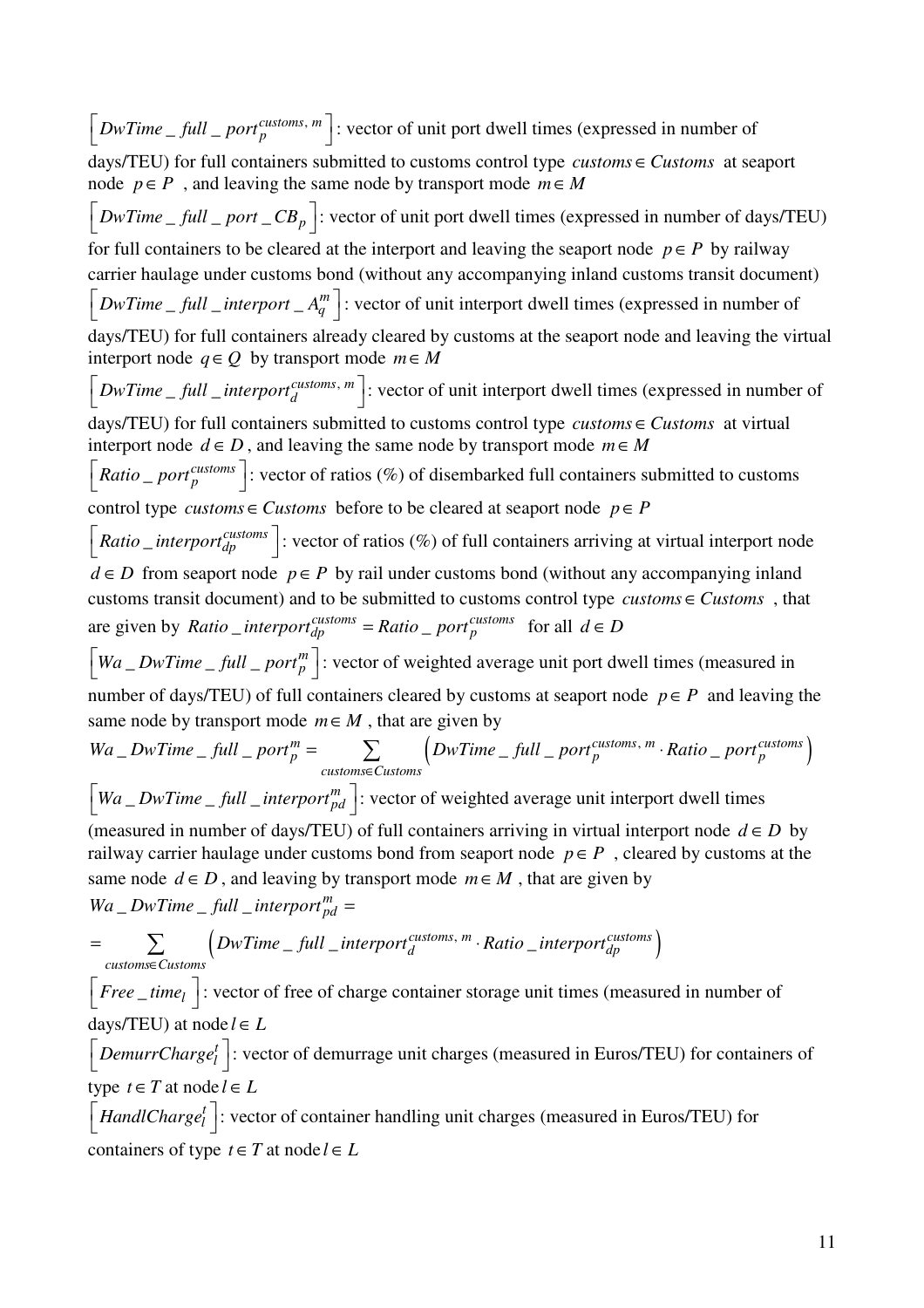$\left[ DwTime\_full\_port_p^{customs,\,m} \right]$: vector of unit port dwell times (expressed in number of days/TEU) for full containers submitted to customs control type $customs \in Customs$ at seaport node $p \in P$, and leaving the same node by transport mode $m \in M$

$\left[ DwTime\_full\_port\_CB_p \right]$: vector of unit port dwell times (expressed in number of days/TEU) for full containers to be cleared at the interport and leaving the seaport node $p \in P$ by railway carrier haulage under customs bond (without any accompanying inland customs transit document)

$\left[ DwTime\_full\_interport\_A_q^m \right]$: vector of unit interport dwell times (expressed in number of days/TEU) for full containers already cleared by customs at the seaport node and leaving the virtual interport node $q \in Q$ by transport mode $m \in M$

$\left[ DwTime\_full\_interport_d^{customs,\,m} \right]$: vector of unit interport dwell times (expressed in number of days/TEU) for full containers submitted to customs control type $customs \in Customs$ at virtual interport node $d \in D$, and leaving the same node by transport mode $m \in M$

$\left[ Ratio\_port_p^{customs} \right]$: vector of ratios (%) of disembarked full containers submitted to customs control type $customs \in Customs$ before to be cleared at seaport node $p \in P$

$\left[ Ratio\_interport_{dp}^{customs} \right]$: vector of ratios (%) of full containers arriving at virtual interport node $d \in D$ from seaport node $p \in P$ by rail under customs bond (without any accompanying inland customs transit document) and to be submitted to customs control type $customs \in Customs$, that are given by $Ratio\_interport_{dp}^{customs} = Ratio\_port_p^{customs}$ for all $d \in D$

$\left[ Wa\_DwTime\_full\_port_p^m \right]$: vector of weighted average unit port dwell times (measured in number of days/TEU) of full containers cleared by customs at seaport node $p \in P$ and leaving the same node by transport mode $m \in M$, that are given by

$$Wa\_DwTime\_full\_port_p^m = \sum_{customs \in Customs} \left( DwTime\_full\_port_p^{customs,\,m} \cdot Ratio\_port_p^{customs} \right)$$

$\left[ Wa\_DwTime\_full\_interport_{pd}^m \right]$: vector of weighted average unit interport dwell times (measured in number of days/TEU) of full containers arriving in virtual interport node $d \in D$ by railway carrier haulage under customs bond from seaport node $p \in P$, cleared by customs at the same node $d \in D$, and leaving by transport mode $m \in M$, that are given by

$$Wa\_DwTime\_full\_interport_{pd}^m = \\ = \sum_{customs \in Customs} \left( DwTime\_full\_interport_d^{customs,\,m} \cdot Ratio\_interport_{dp}^{customs} \right)$$

$\left[ Free\_time_l \right]$: vector of free of charge container storage unit times (measured in number of days/TEU) at node $l \in L$

$\left[ DemurrCharge_l^t \right]$: vector of demurrage unit charges (measured in Euros/TEU) for containers of type $t \in T$ at node $l \in L$

$\left[ HandlCharge_l^t \right]$: vector of container handling unit charges (measured in Euros/TEU) for containers of type $t \in T$ at node $l \in L$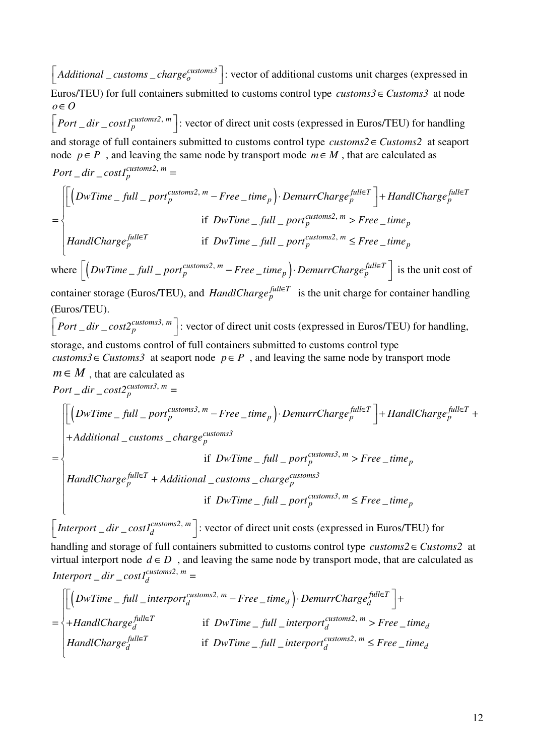$\left[ Additional\_customs\_charge_{o}^{customs3} \right]$: vector of additional customs unit charges (expressed in Euros/TEU) for full containers submitted to customs control type $customs3 \in Customs3$ at node $o \in O$

$\left[ Port\_dir\_cost1_{p}^{customs2,\,m} \right]$: vector of direct unit costs (expressed in Euros/TEU) for handling and storage of full containers submitted to customs control type $customs2 \in Customs2$ at seaport node $p \in P$ , and leaving the same node by transport mode $m \in M$ , that are calculated as

$$Port\_dir\_cost1_{p}^{customs2,\,m} =$$

$$= \begin{cases} \left[ \left( DwTime\_full\_port_{p}^{customs2,\,m} - Free\_time_{p} \right) \cdot DemurrCharge_{p}^{full \in T} \right] + HandlCharge_{p}^{full \in T} \\ \qquad \qquad \text{if } DwTime\_full\_port_{p}^{customs2,\,m} > Free\_time_{p} \\ HandlCharge_{p}^{full \in T} \qquad \text{if } DwTime\_full\_port_{p}^{customs2,\,m} \leq Free\_time_{p} \end{cases}$$

where $\left[ \left( DwTime\_full\_port_{p}^{customs2,\,m} - Free\_time_{p} \right) \cdot DemurrCharge_{p}^{full \in T} \right]$ is the unit cost of container storage (Euros/TEU), and $HandlCharge_{p}^{full \in T}$ is the unit charge for container handling (Euros/TEU).

$\left[ Port\_dir\_cost2_{p}^{customs3,\,m} \right]$: vector of direct unit costs (expressed in Euros/TEU) for handling, storage, and customs control of full containers submitted to customs control type $customs3 \in Customs3$ at seaport node $p \in P$ , and leaving the same node by transport mode $m \in M$ , that are calculated as

$$Port\_dir\_cost2_{p}^{customs3,\,m} =$$

$$= \begin{cases} \left[ \left( DwTime\_full\_port_{p}^{customs3,\,m} - Free\_time_{p} \right) \cdot DemurrCharge_{p}^{full \in T} \right] + HandlCharge_{p}^{full \in T} + \\ + Additional\_customs\_charge_{p}^{customs3} \\ \qquad \qquad \text{if } DwTime\_full\_port_{p}^{customs3,\,m} > Free\_time_{p} \\ HandlCharge_{p}^{full \in T} + Additional\_customs\_charge_{p}^{customs3} \\ \qquad \qquad \text{if } DwTime\_full\_port_{p}^{customs3,\,m} \leq Free\_time_{p} \end{cases}$$

$\left[ Interport\_dir\_cost1_{d}^{customs2,\,m} \right]$: vector of direct unit costs (expressed in Euros/TEU) for handling and storage of full containers submitted to customs control type $customs2 \in Customs2$ at virtual interport node $d \in D$ , and leaving the same node by transport mode, that are calculated as

$$Interport\_dir\_cost1_{d}^{customs2,\,m} =$$

$$= \begin{cases} \left[ \left( DwTime\_full\_interport_{d}^{customs2,\,m} - Free\_time_{d} \right) \cdot DemurrCharge_{d}^{full \in T} \right] + \\ + HandlCharge_{d}^{full \in T} \qquad \text{if } DwTime\_full\_interport_{d}^{customs2,\,m} > Free\_time_{d} \\ HandlCharge_{d}^{full \in T} \qquad \text{if } DwTime\_full\_interport_{d}^{customs2,\,m} \leq Free\_time_{d} \end{cases}$$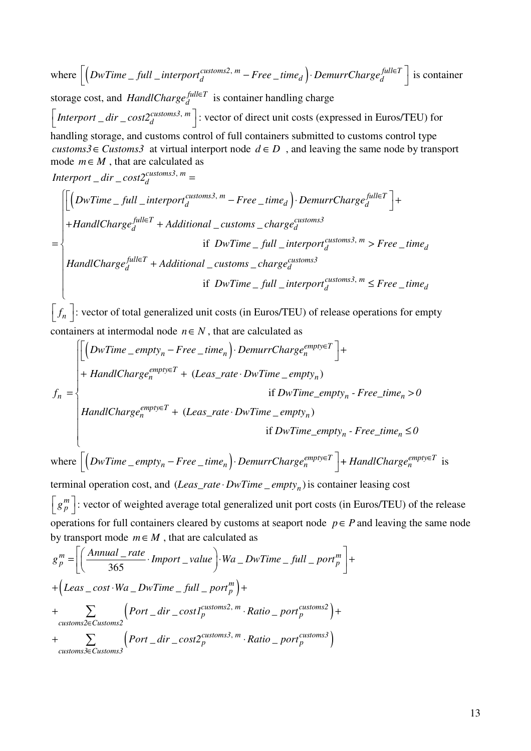where $\left[\left(DwTime\_full\_interport_{d}^{customs2,\, m} - Free\_time_{d}\right) \cdot DemurrCharge_{d}^{full \in T}\right]$ is container storage cost, and $HandlCharge_{d}^{full \in T}$ is container handling charge

$\left[Interport\_dir\_cost2_{d}^{customs3,\, m}\right]$: vector of direct unit costs (expressed in Euros/TEU) for handling storage, and customs control of full containers submitted to customs control type $customs3 \in Customs3$ at virtual interport node $d \in D$, and leaving the same node by transport mode $m \in M$, that are calculated as

$$Interport\_dir\_cost2_{d}^{customs3,\, m} = $$

$$= \begin{cases} \left[\left(DwTime\_full\_interport_{d}^{customs3,\, m} - Free\_time_{d}\right) \cdot DemurrCharge_{d}^{full \in T}\right] + \\ + HandlCharge_{d}^{full \in T} + Additional\_customs\_charge_{d}^{customs3} \\ \qquad\qquad\qquad \text{if } DwTime\_full\_interport_{d}^{customs3,\, m} > Free\_time_{d} \\ HandlCharge_{d}^{full \in T} + Additional\_customs\_charge_{d}^{customs3} \\ \qquad\qquad\qquad \text{if } DwTime\_full\_interport_{d}^{customs3,\, m} \leq Free\_time_{d} \end{cases}$$

$\left[f_{n}\right]$: vector of total generalized unit costs (in Euros/TEU) of release operations for empty containers at intermodal node $n \in N$, that are calculated as

$$f_{n} = \begin{cases} \left[\left(DwTime\_empty_{n} - Free\_time_{n}\right) \cdot DemurrCharge_{n}^{empty \in T}\right] + \\ + HandlCharge_{n}^{empty \in T} + (Leas\_rate \cdot DwTime\_empty_{n}) \\ \qquad\qquad\qquad \text{if } DwTime\_empty_{n} - Free\_time_{n} > 0 \\ HandlCharge_{n}^{empty \in T} + (Leas\_rate \cdot DwTime\_empty_{n}) \\ \qquad\qquad\qquad \text{if } DwTime\_empty_{n} - Free\_time_{n} \leq 0 \end{cases}$$

where $\left[\left(DwTime\_empty_{n} - Free\_time_{n}\right) \cdot DemurrCharge_{n}^{empty \in T}\right] + HandlCharge_{n}^{empty \in T}$ is terminal operation cost, and $(Leas\_rate \cdot DwTime\_empty_{n})$ is container leasing cost

$\left[g_{p}^{m}\right]$: vector of weighted average total generalized unit port costs (in Euros/TEU) of the release operations for full containers cleared by customs at seaport node $p \in P$ and leaving the same node by transport mode $m \in M$, that are calculated as

$$g_{p}^{m} = \left[\left(\frac{Annual\_rate}{365} \cdot Import\_value\right) \cdot Wa\_DwTime\_full\_port_{p}^{m}\right] +$$
$$+ \left(Leas\_cost \cdot Wa\_DwTime\_full\_port_{p}^{m}\right) +$$
$$+ \sum_{customs2 \in Customs2} \left(Port\_dir\_cost1_{p}^{customs2,\, m} \cdot Ratio\_port_{p}^{customs2}\right) +$$
$$+ \sum_{customs3 \in Customs3} \left(Port\_dir\_cost2_{p}^{customs3,\, m} \cdot Ratio\_port_{p}^{customs3}\right)$$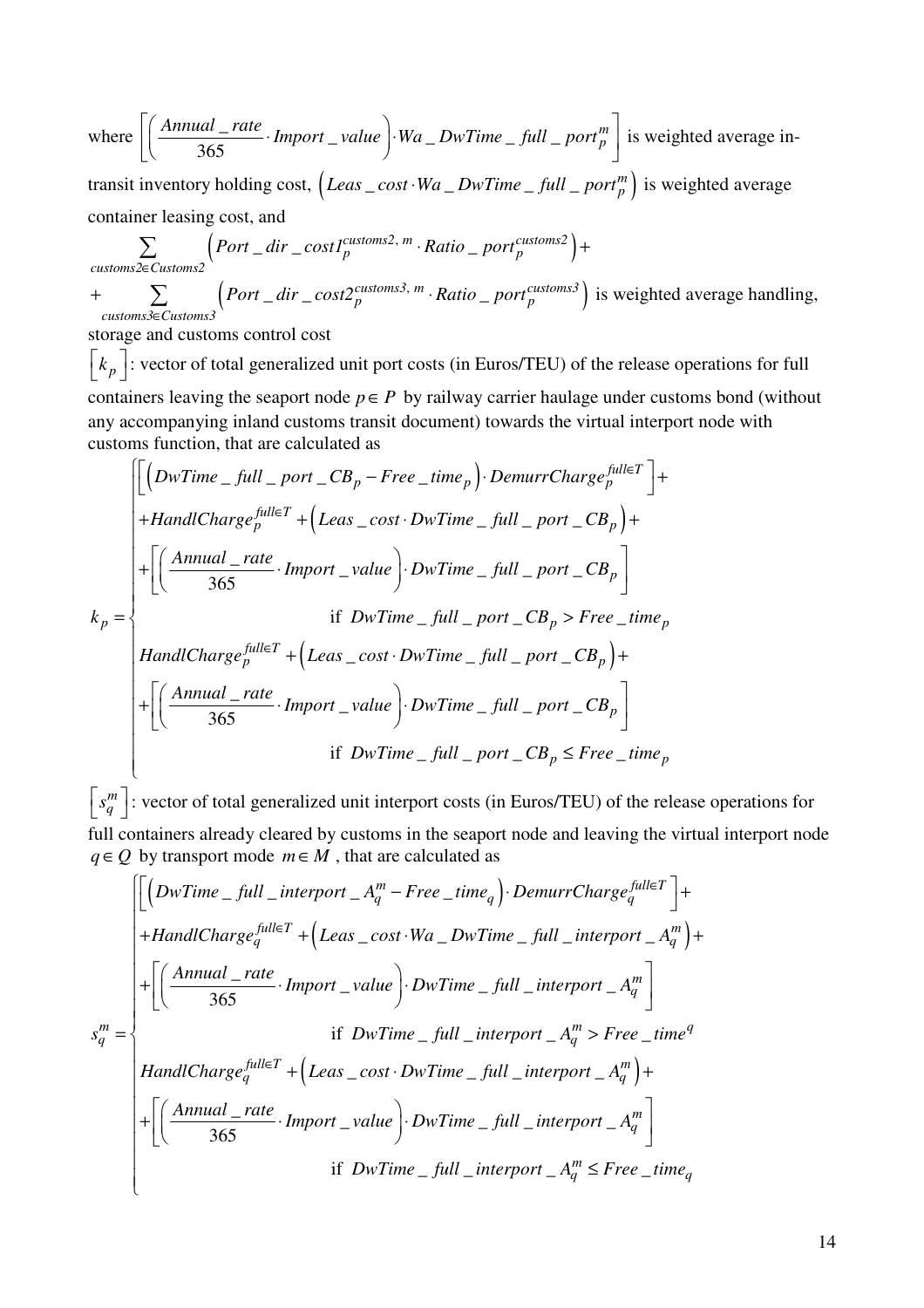where $\left[ \left( \frac{Annual\_rate}{365} \cdot Import\_value \right) \cdot Wa\_DwTime\_full\_port_p^m \right]$ is weighted average in-transit inventory holding cost, $\left( Leas\_cost \cdot Wa\_DwTime\_full\_port_p^m \right)$ is weighted average container leasing cost, and

$$\sum_{customs2 \in Customs2} \left( Port\_dir\_cost1_p^{customs2,\, m} \cdot Ratio\_port_p^{customs2} \right) +$$

$$+ \sum_{customs3 \in Customs3} \left( Port\_dir\_cost2_p^{customs3,\, m} \cdot Ratio\_port_p^{customs3} \right)$$ is weighted average handling, storage and customs control cost

$\left[ k_p \right]$: vector of total generalized unit port costs (in Euros/TEU) of the release operations for full containers leaving the seaport node $p \in P$ by railway carrier haulage under customs bond (without any accompanying inland customs transit document) towards the virtual interport node with customs function, that are calculated as

$$k_p = \begin{cases} \left[ \left( DwTime\_full\_port\_CB_p - Free\_time_p \right) \cdot DemurrCharge_p^{full \in T} \right] + \\ + HandlCharge_p^{full \in T} + \left( Leas\_cost \cdot DwTime\_full\_port\_CB_p \right) + \\ + \left[ \left( \frac{Annual\_rate}{365} \cdot Import\_value \right) \cdot DwTime\_full\_port\_CB_p \right] \\ \qquad \text{if } DwTime\_full\_port\_CB_p > Free\_time_p \\ HandlCharge_p^{full \in T} + \left( Leas\_cost \cdot DwTime\_full\_port\_CB_p \right) + \\ + \left[ \left( \frac{Annual\_rate}{365} \cdot Import\_value \right) \cdot DwTime\_full\_port\_CB_p \right] \\ \qquad \text{if } DwTime\_full\_port\_CB_p \leq Free\_time_p \end{cases}$$

$\left[ s_q^m \right]$: vector of total generalized unit interport costs (in Euros/TEU) of the release operations for full containers already cleared by customs in the seaport node and leaving the virtual interport node $q \in Q$ by transport mode $m \in M$, that are calculated as

$$s_q^m = \begin{cases} \left[ \left( DwTime\_full\_interport\_A_q^m - Free\_time_q \right) \cdot DemurrCharge_q^{full \in T} \right] + \\ + HandlCharge_q^{full \in T} + \left( Leas\_cost \cdot Wa\_DwTime\_full\_interport\_A_q^m \right) + \\ + \left[ \left( \frac{Annual\_rate}{365} \cdot Import\_value \right) \cdot DwTime\_full\_interport\_A_q^m \right] \\ \qquad \text{if } DwTime\_full\_interport\_A_q^m > Free\_time^q \\ HandlCharge_q^{full \in T} + \left( Leas\_cost \cdot DwTime\_full\_interport\_A_q^m \right) + \\ + \left[ \left( \frac{Annual\_rate}{365} \cdot Import\_value \right) \cdot DwTime\_full\_interport\_A_q^m \right] \\ \qquad \text{if } DwTime\_full\_interport\_A_q^m \leq Free\_time_q \end{cases}$$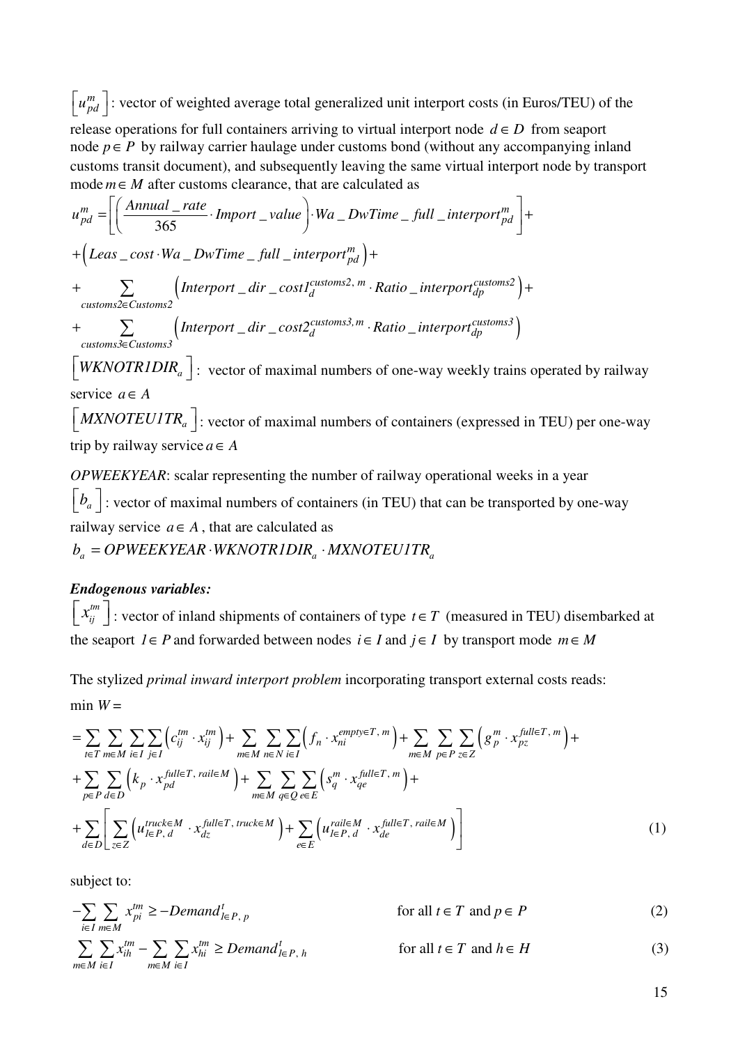$\left[u_{pd}^{m}\right]$: vector of weighted average total generalized unit interport costs (in Euros/TEU) of the release operations for full containers arriving to virtual interport node $d \in D$ from seaport node $p \in P$ by railway carrier haulage under customs bond (without any accompanying inland customs transit document), and subsequently leaving the same virtual interport node by transport mode $m \in M$ after customs clearance, that are calculated as

$$u_{pd}^{m} = \left[\left(\frac{Annual\_rate}{365} \cdot Import\_value\right) \cdot Wa\_DwTime\_full\_interport_{pd}^{m}\right] +$$
$$+ \left(Leas\_cost \cdot Wa\_DwTime\_full\_interport_{pd}^{m}\right) +$$
$$+ \sum_{customs2 \in Customs2} \left(Interport\_dir\_cost1_{d}^{customs2,\, m} \cdot Ratio\_interport_{dp}^{customs2}\right) +$$
$$+ \sum_{customs3 \in Customs3} \left(Interport\_dir\_cost2_{d}^{customs3,\, m} \cdot Ratio\_interport_{dp}^{customs3}\right)$$

$\left[WKNOTR1DIR_{a}\right]$: vector of maximal numbers of one-way weekly trains operated by railway service $a \in A$

$\left[MXNOTEU1TR_{a}\right]$: vector of maximal numbers of containers (expressed in TEU) per one-way trip by railway service $a \in A$

*OPWEEKYEAR*: scalar representing the number of railway operational weeks in a year

$\left[b_{a}\right]$: vector of maximal numbers of containers (in TEU) that can be transported by one-way railway service $a \in A$, that are calculated as

$$b_{a} = OPWEEKYEAR \cdot WKNOTR1DIR_{a} \cdot MXNOTEU1TR_{a}$$

***Endogenous variables:***

$\left[x_{ij}^{tm}\right]$: vector of inland shipments of containers of type $t \in T$ (measured in TEU) disembarked at the seaport $l \in P$ and forwarded between nodes $i \in I$ and $j \in I$ by transport mode $m \in M$

The stylized *primal inward interport problem* incorporating transport external costs reads:

$$\begin{aligned}
\min W = & \sum_{t \in T} \sum_{m \in M} \sum_{i \in I} \sum_{j \in I} \left(c_{ij}^{tm} \cdot x_{ij}^{tm}\right) + \sum_{m \in M} \sum_{n \in N} \sum_{i \in I} \left(f_{n} \cdot x_{ni}^{empty \in T,\, m}\right) + \sum_{m \in M} \sum_{p \in P} \sum_{z \in Z} \left(g_{p}^{m} \cdot x_{pz}^{full \in T,\, m}\right) + \\
& + \sum_{p \in P} \sum_{d \in D} \left(k_{p} \cdot x_{pd}^{full \in T,\, rail \in M}\right) + \sum_{m \in M} \sum_{q \in Q} \sum_{e \in E} \left(s_{q}^{m} \cdot x_{qe}^{full \in T,\, m}\right) + \\
& + \sum_{d \in D} \left[\sum_{z \in Z} \left(u_{l \in P,\, d}^{truck \in M} \cdot x_{dz}^{full \in T,\, truck \in M}\right) + \sum_{e \in E} \left(u_{l \in P,\, d}^{rail \in M} \cdot x_{de}^{full \in T,\, rail \in M}\right)\right]
\end{aligned} \quad (1)$$

subject to:

$$-\sum_{i \in I} \sum_{m \in M} x_{pi}^{tm} \geq -Demand_{l \in P,\, p}^{t} \qquad \text{for all } t \in T \text{ and } p \in P \quad (2)$$

$$\sum_{m \in M} \sum_{i \in I} x_{ih}^{tm} - \sum_{m \in M} \sum_{i \in I} x_{hi}^{tm} \geq Demand_{l \in P,\, h}^{t} \qquad \text{for all } t \in T \text{ and } h \in H \quad (3)$$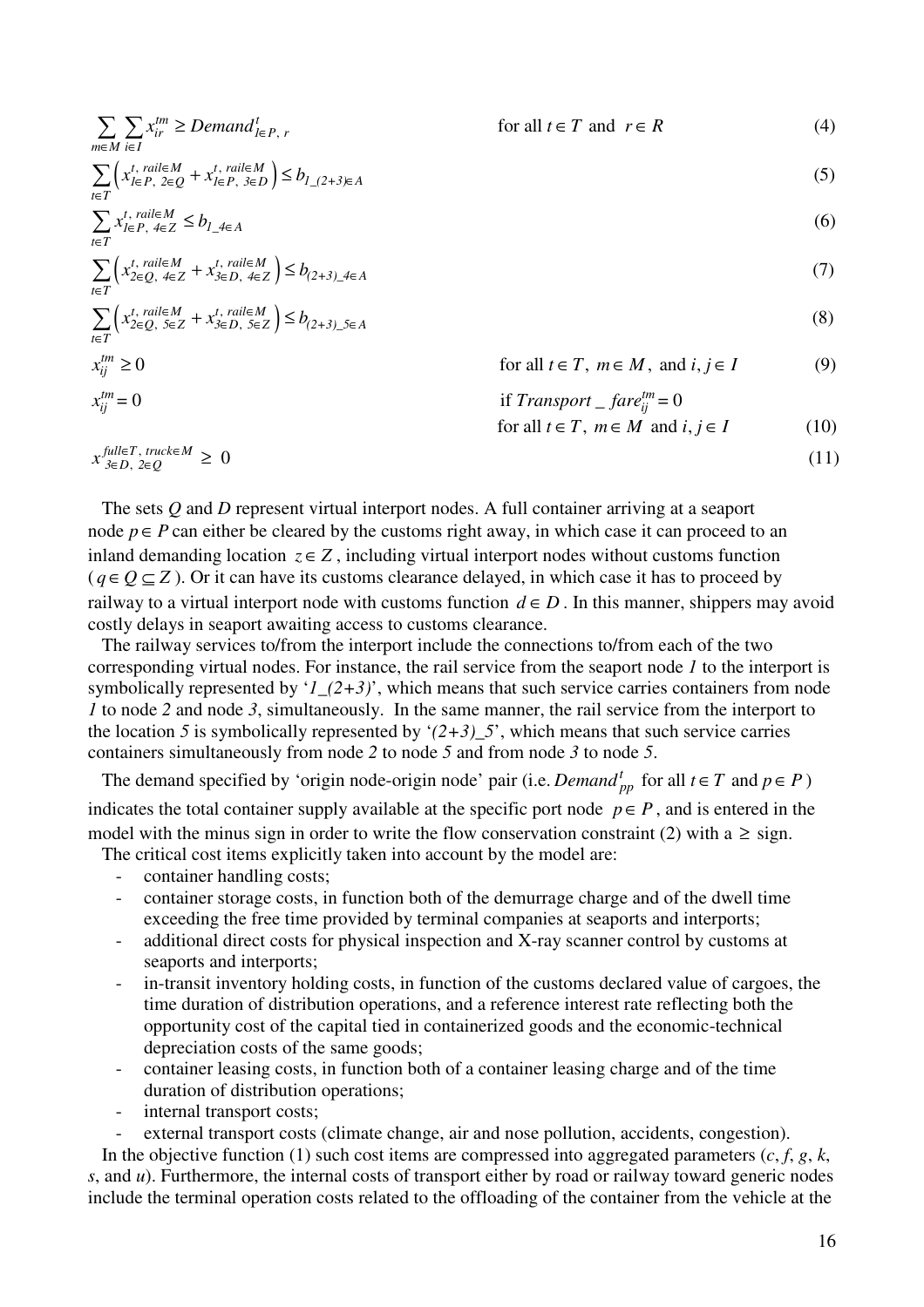$$\sum_{m \in M} \sum_{i \in I} x_{ir}^{tm} \geq Demand_{l \in P,\, r}^{t} \qquad \text{for all } t \in T \text{ and } r \in R \tag{4}$$

$$\sum_{t \in T} \left( x_{l \in P,\, 2 \in Q}^{t,\, rail \in M} + x_{l \in P,\, 3 \in D}^{t,\, rail \in M} \right) \leq b_{1\_(2+3) \in A} \tag{5}$$

$$\sum_{t \in T} x_{l \in P,\, 4 \in Z}^{t,\, rail \in M} \leq b_{1\_4 \in A} \tag{6}$$

$$\sum_{t \in T} \left( x_{2 \in Q,\, 4 \in Z}^{t,\, rail \in M} + x_{3 \in D,\, 4 \in Z}^{t,\, rail \in M} \right) \leq b_{(2+3)\_4 \in A} \tag{7}$$

$$\sum_{t \in T} \left( x_{2 \in Q,\, 5 \in Z}^{t,\, rail \in M} + x_{3 \in D,\, 5 \in Z}^{t,\, rail \in M} \right) \leq b_{(2+3)\_5 \in A} \tag{8}$$

$$x_{ij}^{tm} \geq 0 \qquad \text{for all } t \in T,\ m \in M, \text{ and } i, j \in I \tag{9}$$

$$x_{ij}^{tm} = 0 \qquad \text{if } Transport\_fare_{ij}^{tm} = 0 \text{ for all } t \in T,\ m \in M \text{ and } i, j \in I \tag{10}$$

$$x_{3 \in D,\, 2 \in Q}^{full \in T,\, truck \in M} \geq 0 \tag{11}$$

The sets $Q$ and $D$ represent virtual interport nodes. A full container arriving at a seaport node $p \in P$ can either be cleared by the customs right away, in which case it can proceed to an inland demanding location $z \in Z$, including virtual interport nodes without customs function ($q \in Q \subseteq Z$). Or it can have its customs clearance delayed, in which case it has to proceed by railway to a virtual interport node with customs function $d \in D$. In this manner, shippers may avoid costly delays in seaport awaiting access to customs clearance.

The railway services to/from the interport include the connections to/from each of the two corresponding virtual nodes. For instance, the rail service from the seaport node *1* to the interport is symbolically represented by '*1_(2+3)*', which means that such service carries containers from node *1* to node *2* and node *3*, simultaneously. In the same manner, the rail service from the interport to the location *5* is symbolically represented by '*(2+3)_5*', which means that such service carries containers simultaneously from node *2* to node *5* and from node *3* to node *5*.

The demand specified by 'origin node-origin node' pair (i.e. $Demand_{pp}^{t}$ for all $t \in T$ and $p \in P$) indicates the total container supply available at the specific port node $p \in P$, and is entered in the model with the minus sign in order to write the flow conservation constraint (2) with a $\geq$ sign.

The critical cost items explicitly taken into account by the model are:

- container handling costs;
- container storage costs, in function both of the demurrage charge and of the dwell time exceeding the free time provided by terminal companies at seaports and interports;
- additional direct costs for physical inspection and X-ray scanner control by customs at seaports and interports;
- in-transit inventory holding costs, in function of the customs declared value of cargoes, the time duration of distribution operations, and a reference interest rate reflecting both the opportunity cost of the capital tied in containerized goods and the economic-technical depreciation costs of the same goods;
- container leasing costs, in function both of a container leasing charge and of the time duration of distribution operations;
- internal transport costs;
- external transport costs (climate change, air and nose pollution, accidents, congestion).

In the objective function (1) such cost items are compressed into aggregated parameters ($c$, $f$, $g$, $k$, $s$, and $u$). Furthermore, the internal costs of transport either by road or railway toward generic nodes include the terminal operation costs related to the offloading of the container from the vehicle at the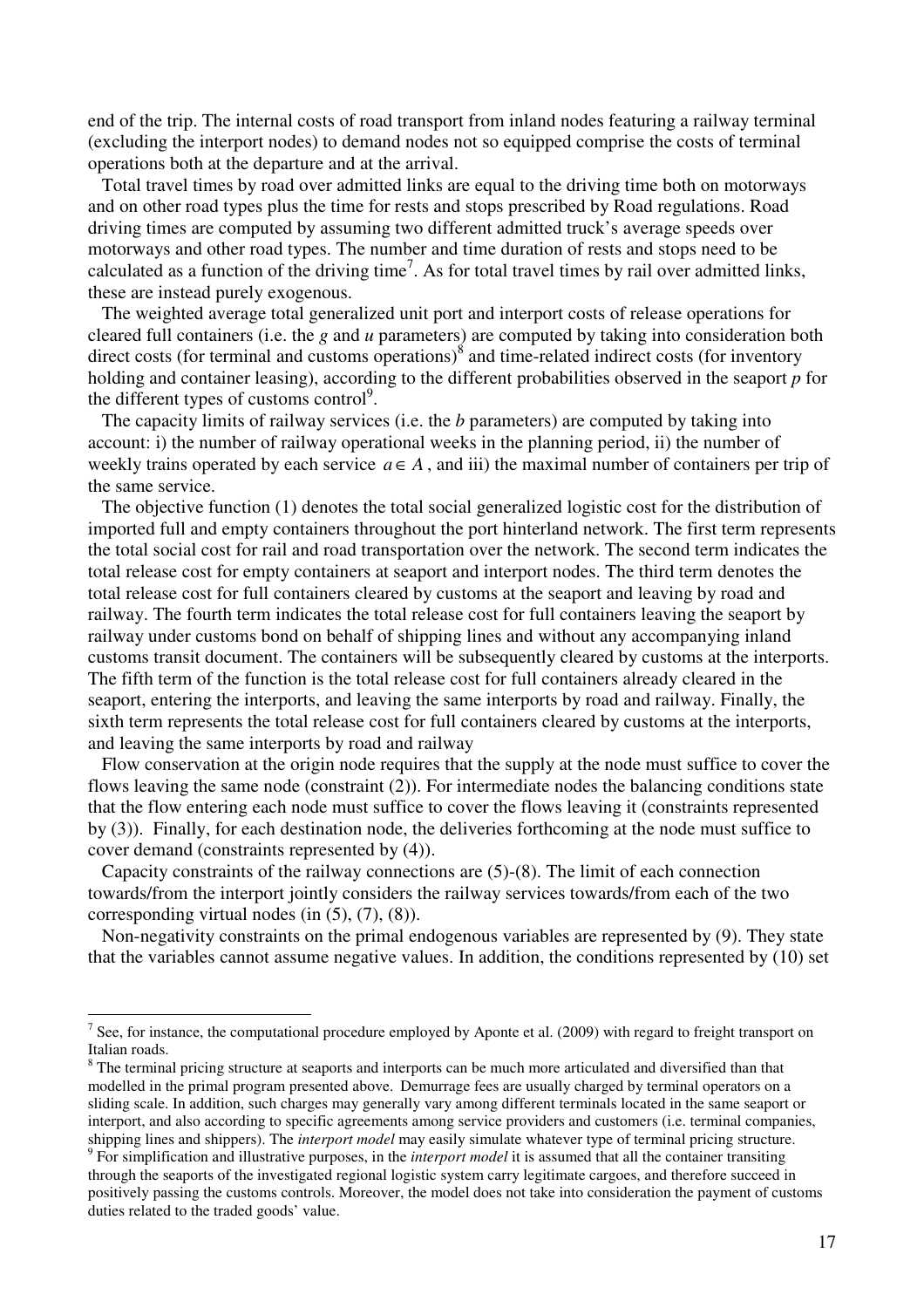end of the trip. The internal costs of road transport from inland nodes featuring a railway terminal (excluding the interport nodes) to demand nodes not so equipped comprise the costs of terminal operations both at the departure and at the arrival.

Total travel times by road over admitted links are equal to the driving time both on motorways and on other road types plus the time for rests and stops prescribed by Road regulations. Road driving times are computed by assuming two different admitted truck's average speeds over motorways and other road types. The number and time duration of rests and stops need to be calculated as a function of the driving time[7]. As for total travel times by rail over admitted links, these are instead purely exogenous.

The weighted average total generalized unit port and interport costs of release operations for cleared full containers (i.e. the $g$ and $u$ parameters) are computed by taking into consideration both direct costs (for terminal and customs operations)[8] and time-related indirect costs (for inventory holding and container leasing), according to the different probabilities observed in the seaport $p$ for the different types of customs control[9].

The capacity limits of railway services (i.e. the $b$ parameters) are computed by taking into account: i) the number of railway operational weeks in the planning period, ii) the number of weekly trains operated by each service $a \in A$, and iii) the maximal number of containers per trip of the same service.

The objective function (1) denotes the total social generalized logistic cost for the distribution of imported full and empty containers throughout the port hinterland network. The first term represents the total social cost for rail and road transportation over the network. The second term indicates the total release cost for empty containers at seaport and interport nodes. The third term denotes the total release cost for full containers cleared by customs at the seaport and leaving by road and railway. The fourth term indicates the total release cost for full containers leaving the seaport by railway under customs bond on behalf of shipping lines and without any accompanying inland customs transit document. The containers will be subsequently cleared by customs at the interports. The fifth term of the function is the total release cost for full containers already cleared in the seaport, entering the interports, and leaving the same interports by road and railway. Finally, the sixth term represents the total release cost for full containers cleared by customs at the interports, and leaving the same interports by road and railway

Flow conservation at the origin node requires that the supply at the node must suffice to cover the flows leaving the same node (constraint (2)). For intermediate nodes the balancing conditions state that the flow entering each node must suffice to cover the flows leaving it (constraints represented by (3)). Finally, for each destination node, the deliveries forthcoming at the node must suffice to cover demand (constraints represented by (4)).

Capacity constraints of the railway connections are (5)-(8). The limit of each connection towards/from the interport jointly considers the railway services towards/from each of the two corresponding virtual nodes (in (5), (7), (8)).

Non-negativity constraints on the primal endogenous variables are represented by (9). They state that the variables cannot assume negative values. In addition, the conditions represented by (10) set

---

[7] See, for instance, the computational procedure employed by Aponte et al. (2009) with regard to freight transport on Italian roads.

[8] The terminal pricing structure at seaports and interports can be much more articulated and diversified than that modelled in the primal program presented above. Demurrage fees are usually charged by terminal operators on a sliding scale. In addition, such charges may generally vary among different terminals located in the same seaport or interport, and also according to specific agreements among service providers and customers (i.e. terminal companies, shipping lines and shippers). The *interport model* may easily simulate whatever type of terminal pricing structure.

[9] For simplification and illustrative purposes, in the *interport model* it is assumed that all the container transiting through the seaports of the investigated regional logistic system carry legitimate cargoes, and therefore succeed in positively passing the customs controls. Moreover, the model does not take into consideration the payment of customs duties related to the traded goods' value.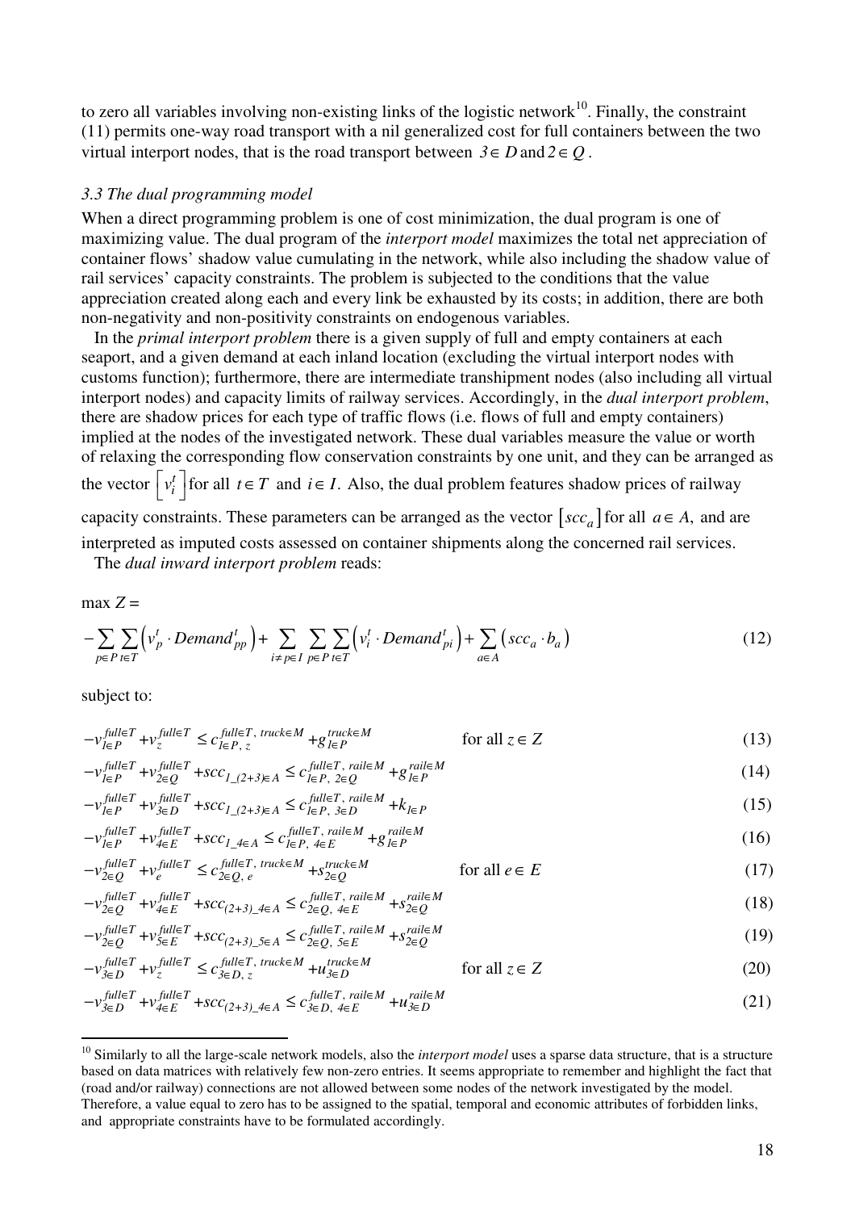to zero all variables involving non-existing links of the logistic network[10]. Finally, the constraint (11) permits one-way road transport with a nil generalized cost for full containers between the two virtual interport nodes, that is the road transport between $3 \in D$ and $2 \in Q$.

### *3.3 The dual programming model*

When a direct programming problem is one of cost minimization, the dual program is one of maximizing value. The dual program of the *interport model* maximizes the total net appreciation of container flows' shadow value cumulating in the network, while also including the shadow value of rail services' capacity constraints. The problem is subjected to the conditions that the value appreciation created along each and every link be exhausted by its costs; in addition, there are both non-negativity and non-positivity constraints on endogenous variables.

In the *primal interport problem* there is a given supply of full and empty containers at each seaport, and a given demand at each inland location (excluding the virtual interport nodes with customs function); furthermore, there are intermediate transhipment nodes (also including all virtual interport nodes) and capacity limits of railway services. Accordingly, in the *dual interport problem*, there are shadow prices for each type of traffic flows (i.e. flows of full and empty containers) implied at the nodes of the investigated network. These dual variables measure the value or worth of relaxing the corresponding flow conservation constraints by one unit, and they can be arranged as the vector $\left[ v_i^t \right]$ for all $t \in T$ and $i \in I$. Also, the dual problem features shadow prices of railway capacity constraints. These parameters can be arranged as the vector $\left[ scc_a \right]$ for all $a \in A$, and are interpreted as imputed costs assessed on container shipments along the concerned rail services.

The *dual inward interport problem* reads:

$$\max Z =$$

$$-\sum_{p \in P} \sum_{t \in T} \left( v_p^t \cdot Demand_{pp}^t \right) + \sum_{i \neq p \in I} \sum_{p \in P} \sum_{t \in T} \left( v_i^t \cdot Demand_{pi}^t \right) + \sum_{a \in A} \left( scc_a \cdot b_a \right) \tag{12}$$

subject to:

$$-v_{1 \in P}^{full \in T} + v_z^{full \in T} \leq c_{1 \in P,\, z}^{full \in T,\, truck \in M} + g_{1 \in P}^{truck \in M} \qquad \text{for all } z \in Z \tag{13}$$

$$-v_{1 \in P}^{full \in T} + v_{2 \in Q}^{full \in T} + scc_{1\_(2+3) \in A} \leq c_{1 \in P,\, 2 \in Q}^{full \in T,\, rail \in M} + g_{1 \in P}^{rail \in M} \tag{14}$$

$$-v_{1 \in P}^{full \in T} + v_{3 \in D}^{full \in T} + scc_{1\_(2+3) \in A} \leq c_{1 \in P,\, 3 \in D}^{full \in T,\, rail \in M} + k_{1 \in P} \tag{15}$$

$$-v_{1 \in P}^{full \in T} + v_{4 \in E}^{full \in T} + scc_{1\_4 \in A} \leq c_{1 \in P,\, 4 \in E}^{full \in T,\, rail \in M} + g_{1 \in P}^{rail \in M} \tag{16}$$

$$-v_{2 \in Q}^{full \in T} + v_e^{full \in T} \leq c_{2 \in Q,\, e}^{full \in T,\, truck \in M} + s_{2 \in Q}^{truck \in M} \qquad \text{for all } e \in E \tag{17}$$

$$-v_{2 \in Q}^{full \in T} + v_{4 \in E}^{full \in T} + scc_{(2+3)\_4 \in A} \leq c_{2 \in Q,\, 4 \in E}^{full \in T,\, rail \in M} + s_{2 \in Q}^{rail \in M} \tag{18}$$

$$-v_{2 \in Q}^{full \in T} + v_{5 \in E}^{full \in T} + scc_{(2+3)\_5 \in A} \leq c_{2 \in Q,\, 5 \in E}^{full \in T,\, rail \in M} + s_{2 \in Q}^{rail \in M} \tag{19}$$

$$-v_{3 \in D}^{full \in T} + v_z^{full \in T} \leq c_{3 \in D,\, z}^{full \in T,\, truck \in M} + u_{3 \in D}^{truck \in M} \qquad \text{for all } z \in Z \tag{20}$$

$$-v_{3 \in D}^{full \in T} + v_{4 \in E}^{full \in T} + scc_{(2+3)\_4 \in A} \leq c_{3 \in D,\, 4 \in E}^{full \in T,\, rail \in M} + u_{3 \in D}^{rail \in M} \tag{21}$$

---

[10] Similarly to all the large-scale network models, also the *interport model* uses a sparse data structure, that is a structure based on data matrices with relatively few non-zero entries. It seems appropriate to remember and highlight the fact that (road and/or railway) connections are not allowed between some nodes of the network investigated by the model. Therefore, a value equal to zero has to be assigned to the spatial, temporal and economic attributes of forbidden links, and appropriate constraints have to be formulated accordingly.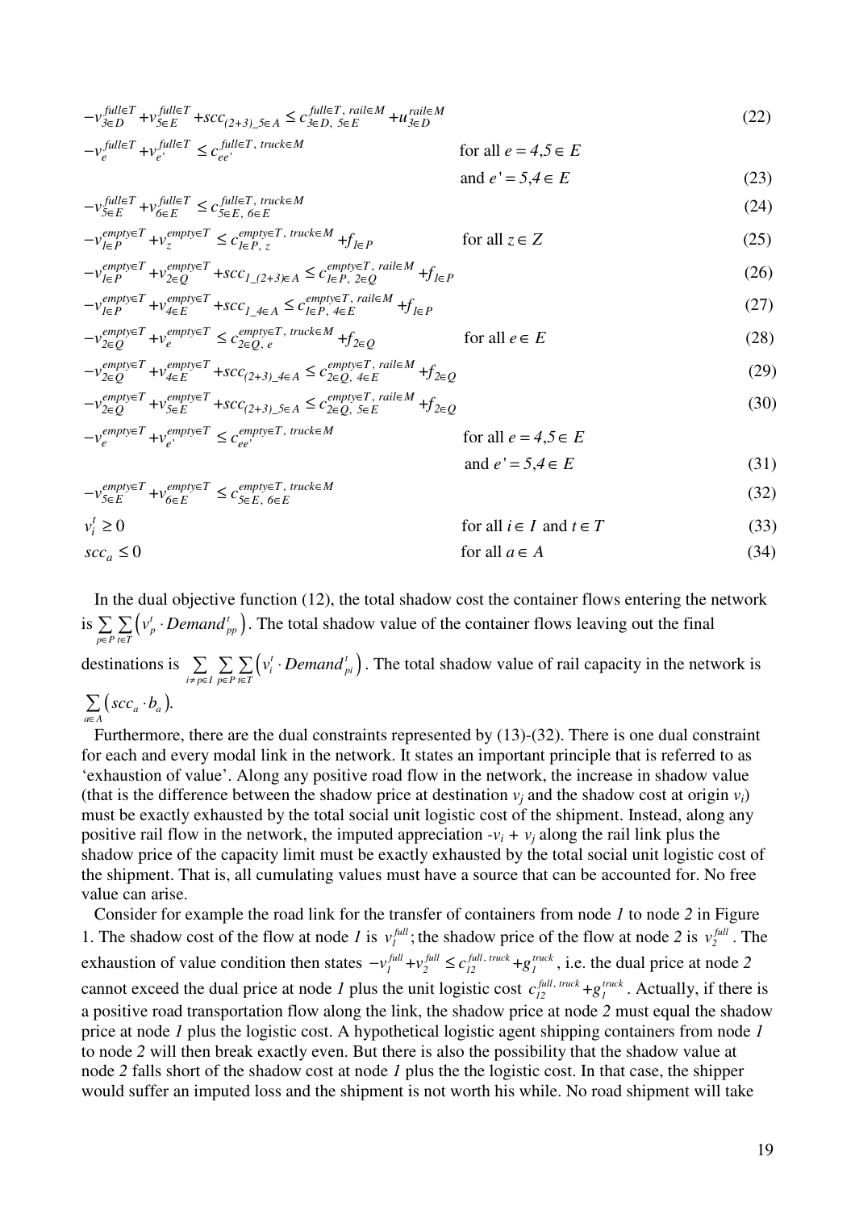$$-v_{3\in D}^{full\in T}+v_{5\in E}^{full\in T}+scc_{(2+3)\_5\in A}\leq c_{3\in D,\,5\in E}^{full\in T,\,rail\in M}+u_{3\in D}^{rail\in M} \tag{22}$$

$$-v_{e}^{full\in T}+v_{e'}^{full\in T}\leq c_{ee'}^{full\in T,\,truck\in M} \quad \text{for all } e=4,5\in E \text{ and } e'=5,4\in E \tag{23}$$

$$-v_{5\in E}^{full\in T}+v_{6\in E}^{full\in T}\leq c_{5\in E,\,6\in E}^{full\in T,\,truck\in M} \tag{24}$$

$$-v_{1\in P}^{empty\in T}+v_{z}^{empty\in T}\leq c_{1\in P,\,z}^{empty\in T,\,truck\in M}+f_{1\in P} \quad \text{for all } z\in Z \tag{25}$$

$$-v_{1\in P}^{empty\in T}+v_{2\in Q}^{empty\in T}+scc_{1\_(2+3)\in A}\leq c_{1\in P,\,2\in Q}^{empty\in T,\,rail\in M}+f_{1\in P} \tag{26}$$

$$-v_{1\in P}^{empty\in T}+v_{4\in E}^{empty\in T}+scc_{1\_4\in A}\leq c_{1\in P,\,4\in E}^{empty\in T,\,rail\in M}+f_{1\in P} \tag{27}$$

$$-v_{2\in Q}^{empty\in T}+v_{e}^{empty\in T}\leq c_{2\in Q,\,e}^{empty\in T,\,truck\in M}+f_{2\in Q} \quad \text{for all } e\in E \tag{28}$$

$$-v_{2\in Q}^{empty\in T}+v_{4\in E}^{empty\in T}+scc_{(2+3)\_4\in A}\leq c_{2\in Q,\,4\in E}^{empty\in T,\,rail\in M}+f_{2\in Q} \tag{29}$$

$$-v_{2\in Q}^{empty\in T}+v_{5\in E}^{empty\in T}+scc_{(2+3)\_5\in A}\leq c_{2\in Q,\,5\in E}^{empty\in T,\,rail\in M}+f_{2\in Q} \tag{30}$$

$$-v_{e}^{empty\in T}+v_{e'}^{empty\in T}\leq c_{ee'}^{empty\in T,\,truck\in M} \quad \text{for all } e=4,5\in E \text{ and } e'=5,4\in E \tag{31}$$

$$-v_{5\in E}^{empty\in T}+v_{6\in E}^{empty\in T}\leq c_{5\in E,\,6\in E}^{empty\in T,\,truck\in M} \tag{32}$$

$$v_i^t\geq 0 \quad \text{for all } i\in I \text{ and } t\in T \tag{33}$$

$$scc_a\leq 0 \quad \text{for all } a\in A \tag{34}$$

In the dual objective function (12), the total shadow cost the container flows entering the network is $\sum_{p\in P}\sum_{t\in T}\left(v_p^t\cdot Demand_{pp}^t\right)$. The total shadow value of the container flows leaving out the final destinations is $\sum_{i\neq p\in I}\sum_{p\in P}\sum_{t\in T}\left(v_i^t\cdot Demand_{pi}^t\right)$. The total shadow value of rail capacity in the network is $\sum_{a\in A}\left(scc_a\cdot b_a\right)$.

Furthermore, there are the dual constraints represented by (13)-(32). There is one dual constraint for each and every modal link in the network. It states an important principle that is referred to as 'exhaustion of value'. Along any positive road flow in the network, the increase in shadow value (that is the difference between the shadow price at destination $v_j$ and the shadow cost at origin $v_i$) must be exactly exhausted by the total social unit logistic cost of the shipment. Instead, along any positive rail flow in the network, the imputed appreciation $-v_i + v_j$ along the rail link plus the shadow price of the capacity limit must be exactly exhausted by the total social unit logistic cost of the shipment. That is, all cumulating values must have a source that can be accounted for. No free value can arise.

Consider for example the road link for the transfer of containers from node *1* to node *2* in Figure 1. The shadow cost of the flow at node *1* is $v_1^{full}$; the shadow price of the flow at node *2* is $v_2^{full}$. The exhaustion of value condition then states $-v_1^{full}+v_2^{full}\leq c_{12}^{full,\,truck}+g_1^{truck}$, i.e. the dual price at node *2* cannot exceed the dual price at node *1* plus the unit logistic cost $c_{12}^{full,\,truck}+g_1^{truck}$. Actually, if there is a positive road transportation flow along the link, the shadow price at node *2* must equal the shadow price at node *1* plus the logistic cost. A hypothetical logistic agent shipping containers from node *1* to node *2* will then break exactly even. But there is also the possibility that the shadow value at node *2* falls short of the shadow cost at node *1* plus the the logistic cost. In that case, the shipper would suffer an imputed loss and the shipment is not worth his while. No road shipment will take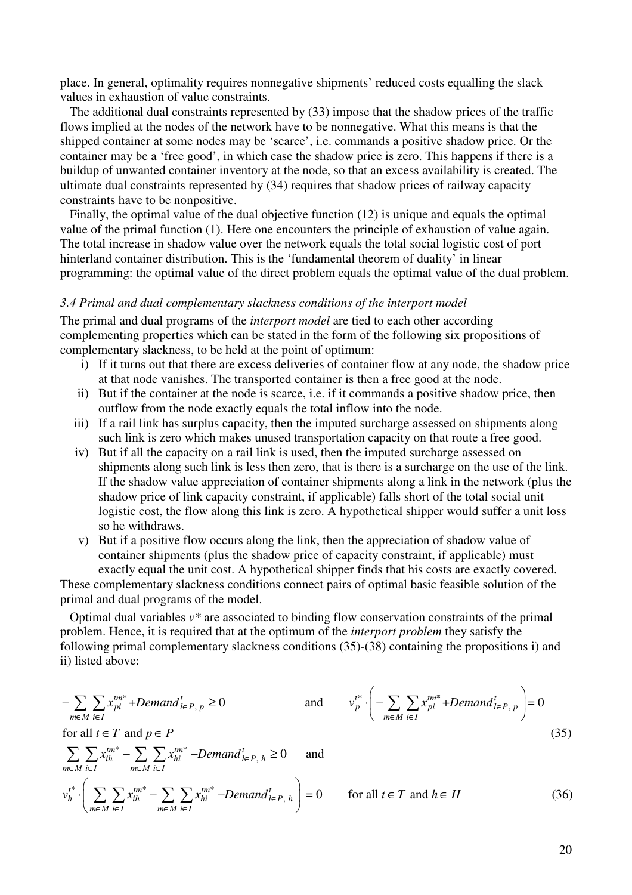place. In general, optimality requires nonnegative shipments' reduced costs equalling the slack values in exhaustion of value constraints.

The additional dual constraints represented by (33) impose that the shadow prices of the traffic flows implied at the nodes of the network have to be nonnegative. What this means is that the shipped container at some nodes may be 'scarce', i.e. commands a positive shadow price. Or the container may be a 'free good', in which case the shadow price is zero. This happens if there is a buildup of unwanted container inventory at the node, so that an excess availability is created. The ultimate dual constraints represented by (34) requires that shadow prices of railway capacity constraints have to be nonpositive.

Finally, the optimal value of the dual objective function (12) is unique and equals the optimal value of the primal function (1). Here one encounters the principle of exhaustion of value again. The total increase in shadow value over the network equals the total social logistic cost of port hinterland container distribution. This is the 'fundamental theorem of duality' in linear programming: the optimal value of the direct problem equals the optimal value of the dual problem.

### *3.4 Primal and dual complementary slackness conditions of the interport model*

The primal and dual programs of the *interport model* are tied to each other according complementing properties which can be stated in the form of the following six propositions of complementary slackness, to be held at the point of optimum:

i) If it turns out that there are excess deliveries of container flow at any node, the shadow price at that node vanishes. The transported container is then a free good at the node.
ii) But if the container at the node is scarce, i.e. if it commands a positive shadow price, then outflow from the node exactly equals the total inflow into the node.
iii) If a rail link has surplus capacity, then the imputed surcharge assessed on shipments along such link is zero which makes unused transportation capacity on that route a free good.
iv) But if all the capacity on a rail link is used, then the imputed surcharge assessed on shipments along such link is less then zero, that is there is a surcharge on the use of the link. If the shadow value appreciation of container shipments along a link in the network (plus the shadow price of link capacity constraint, if applicable) falls short of the total social unit logistic cost, the flow along this link is zero. A hypothetical shipper would suffer a unit loss so he withdraws.
v) But if a positive flow occurs along the link, then the appreciation of shadow value of container shipments (plus the shadow price of capacity constraint, if applicable) must exactly equal the unit cost. A hypothetical shipper finds that his costs are exactly covered.

These complementary slackness conditions connect pairs of optimal basic feasible solution of the primal and dual programs of the model.

Optimal dual variables $v^*$ are associated to binding flow conservation constraints of the primal problem. Hence, it is required that at the optimum of the *interport problem* they satisfy the following primal complementary slackness conditions (35)-(38) containing the propositions i) and ii) listed above:

$$-\sum_{m\in M}\sum_{i\in I} x_{pi}^{tm*} + Demand_{l\in P,\,p}^{t} \geq 0 \qquad \text{and} \qquad v_p^{t*}\cdot\left(-\sum_{m\in M}\sum_{i\in I} x_{pi}^{tm*} + Demand_{l\in P,\,p}^{t}\right) = 0$$

$$\text{for all } t\in T \text{ and } p\in P \tag{35}$$

$$\sum_{m\in M}\sum_{i\in I} x_{ih}^{tm*} - \sum_{m\in M}\sum_{i\in I} x_{hi}^{tm*} - Demand_{l\in P,\,h}^{t} \geq 0 \qquad \text{and}$$

$$v_h^{t*}\cdot\left(\sum_{m\in M}\sum_{i\in I} x_{ih}^{tm*} - \sum_{m\in M}\sum_{i\in I} x_{hi}^{tm*} - Demand_{l\in P,\,h}^{t}\right) = 0 \qquad \text{for all } t\in T \text{ and } h\in H \tag{36}$$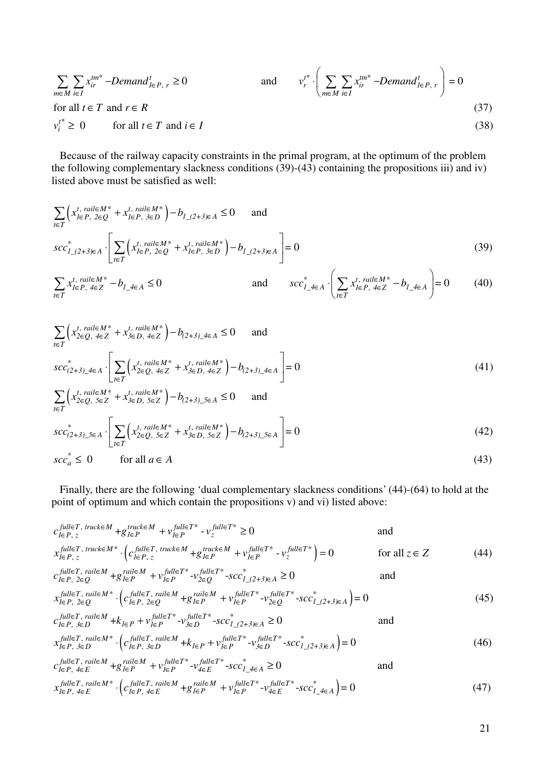$$\sum_{m\in M}\sum_{i\in I} x_{ir}^{tm^*} - Demand_{l\in P,\, r}^{t} \geq 0 \qquad \text{and} \qquad v_r^{t^*}\cdot\left(\sum_{m\in M}\sum_{i\in I} x_{ir}^{tm^*} - Demand_{l\in P,\, r}^{t}\right) = 0$$

for all $t\in T$ and $r\in R$ (37)

$$v_i^{t^*} \geq 0 \qquad \text{for all } t\in T \text{ and } i\in I \tag{38}$$

Because of the railway capacity constraints in the primal program, at the optimum of the problem the following complementary slackness conditions (39)-(43) containing the propositions iii) and iv) listed above must be satisfied as well:

$$\sum_{t\in T}\left(x_{l\in P,\, 2\in Q}^{t,\, rail\in M^*} + x_{l\in P,\, 3\in D}^{t,\, rail\in M^*}\right) - b_{1\_(2+3)\in A} \leq 0 \qquad \text{and}$$

$$scc_{1\_(2+3)\in A}^{*}\cdot\left[\sum_{t\in T}\left(x_{l\in P,\, 2\in Q}^{t,\, rail\in M^*} + x_{l\in P,\, 3\in D}^{t,\, rail\in M^*}\right) - b_{1\_(2+3)\in A}\right] = 0 \tag{39}$$

$$\sum_{t\in T} x_{l\in P,\, 4\in Z}^{t,\, rail\in M^*} - b_{1\_4\in A} \leq 0 \qquad \text{and} \qquad scc_{1\_4\in A}^{*}\cdot\left(\sum_{t\in T} x_{l\in P,\, 4\in Z}^{t,\, rail\in M^*} - b_{1\_4\in A}\right) = 0 \tag{40}$$

$$\sum_{t\in T}\left(x_{2\in Q,\, 4\in Z}^{t,\, rail\in M^*} + x_{3\in D,\, 4\in Z}^{t,\, rail\in M^*}\right) - b_{(2+3)\_4\in A} \leq 0 \qquad \text{and}$$

$$scc_{(2+3)\_4\in A}^{*}\cdot\left[\sum_{t\in T}\left(x_{2\in Q,\, 4\in Z}^{t,\, rail\in M^*} + x_{3\in D,\, 4\in Z}^{t,\, rail\in M^*}\right) - b_{(2+3)\_4\in A}\right] = 0 \tag{41}$$

$$\sum_{t\in T}\left(x_{2\in Q,\, 5\in Z}^{t,\, rail\in M^*} + x_{3\in D,\, 5\in Z}^{t,\, rail\in M^*}\right) - b_{(2+3)\_5\in A} \leq 0 \qquad \text{and}$$

$$scc_{(2+3)\_5\in A}^{*}\cdot\left[\sum_{t\in T}\left(x_{2\in Q,\, 5\in Z}^{t,\, rail\in M^*} + x_{3\in D,\, 5\in Z}^{t,\, rail\in M^*}\right) - b_{(2+3)\_5\in A}\right] = 0 \tag{42}$$

$$scc_a^{*} \leq 0 \qquad \text{for all } a\in A \tag{43}$$

Finally, there are the following 'dual complementary slackness conditions' (44)-(64) to hold at the point of optimum and which contain the propositions v) and vi) listed above:

$$c_{l\in P,\, z}^{full\in T,\, truck\in M} + g_{l\in P}^{truck\in M} + v_{l\in P}^{full\in T^*} - v_{z}^{full\in T^*} \geq 0 \qquad \text{and}$$

$$x_{l\in P,\, z}^{full\in T,\, truck\in M^*}\cdot\left(c_{l\in P,\, z}^{full\in T,\, truck\in M} + g_{l\in P}^{truck\in M} + v_{l\in P}^{full\in T^*} - v_{z}^{full\in T^*}\right) = 0 \qquad \text{for all } z\in Z \tag{44}$$

$$c_{l\in P,\, 2\in Q}^{full\in T,\, rail\in M} + g_{l\in P}^{rail\in M} + v_{l\in P}^{full\in T^*} - v_{2\in Q}^{full\in T^*} - scc_{1\_(2+3)\in A}^{*} \geq 0 \qquad \text{and}$$

$$x_{l\in P,\, 2\in Q}^{full\in T,\, rail\in M^*}\cdot\left(c_{l\in P,\, 2\in Q}^{full\in T,\, rail\in M} + g_{l\in P}^{rail\in M} + v_{l\in P}^{full\in T^*} - v_{2\in Q}^{full\in T^*} - scc_{1\_(2+3)\in A}^{*}\right) = 0 \tag{45}$$

$$c_{l\in P,\, 3\in D}^{full\in T,\, rail\in M} + k_{l\in P} + v_{l\in P}^{full\in T^*} - v_{3\in D}^{full\in T^*} - scc_{1\_(2+3)\in A}^{*} \geq 0 \qquad \text{and}$$

$$x_{l\in P,\, 3\in D}^{full\in T,\, rail\in M^*}\cdot\left(c_{l\in P,\, 3\in D}^{full\in T,\, rail\in M} + k_{l\in P} + v_{l\in P}^{full\in T^*} - v_{3\in D}^{full\in T^*} - scc_{1\_(2+3)\in A}^{*}\right) = 0 \tag{46}$$

$$c_{l\in P,\, 4\in E}^{full\in T,\, rail\in M} + g_{l\in P}^{rail\in M} + v_{l\in P}^{full\in T^*} - v_{4\in E}^{full\in T^*} - scc_{1\_4\in A}^{*} \geq 0 \qquad \text{and}$$

$$x_{l\in P,\, 4\in E}^{full\in T,\, rail\in M^*}\cdot\left(c_{l\in P,\, 4\in E}^{full\in T,\, rail\in M} + g_{l\in P}^{rail\in M} + v_{l\in P}^{full\in T^*} - v_{4\in E}^{full\in T^*} - scc_{1\_4\in A}^{*}\right) = 0 \tag{47}$$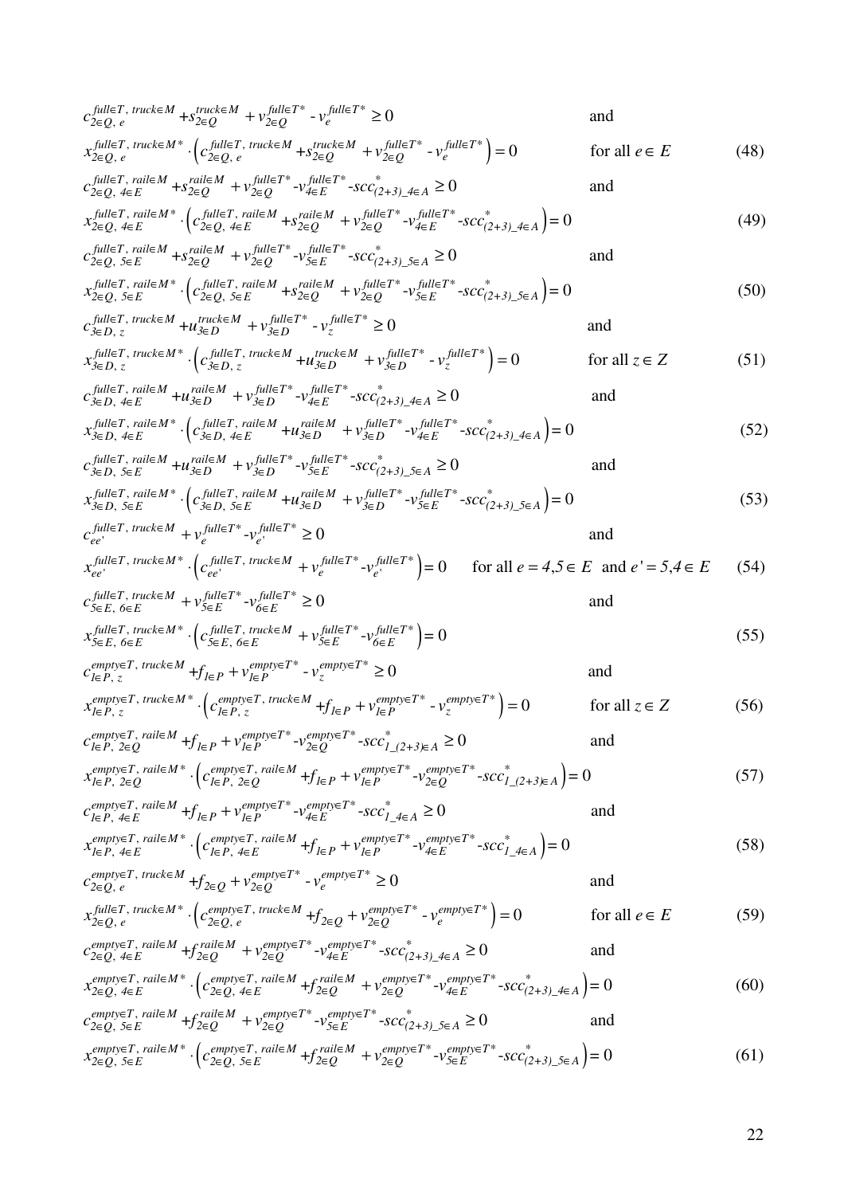$$c_{2\in Q,\,e}^{full\in T,\,truck\in M} + s_{2\in Q}^{truck\in M} + v_{2\in Q}^{full\in T*} - v_{e}^{full\in T*} \geq 0 \quad \text{and}$$

$$x_{2\in Q,\,e}^{full\in T,\,truck\in M*} \cdot \left( c_{2\in Q,\,e}^{full\in T,\,truck\in M} + s_{2\in Q}^{truck\in M} + v_{2\in Q}^{full\in T*} - v_{e}^{full\in T*} \right) = 0 \quad \text{for all } e \in E \tag{48}$$

$$c_{2\in Q,\,4\in E}^{full\in T,\,rail\in M} + s_{2\in Q}^{rail\in M} + v_{2\in Q}^{full\in T*} - v_{4\in E}^{full\in T*} - scc_{(2+3)\_4\in A}^{*} \geq 0 \quad \text{and}$$

$$x_{2\in Q,\,4\in E}^{full\in T,\,rail\in M*} \cdot \left( c_{2\in Q,\,4\in E}^{full\in T,\,rail\in M} + s_{2\in Q}^{rail\in M} + v_{2\in Q}^{full\in T*} - v_{4\in E}^{full\in T*} - scc_{(2+3)\_4\in A}^{*} \right) = 0 \tag{49}$$

$$c_{2\in Q,\,5\in E}^{full\in T,\,rail\in M} + s_{2\in Q}^{rail\in M} + v_{2\in Q}^{full\in T*} - v_{5\in E}^{full\in T*} - scc_{(2+3)\_5\in A}^{*} \geq 0 \quad \text{and}$$

$$x_{2\in Q,\,5\in E}^{full\in T,\,rail\in M*} \cdot \left( c_{2\in Q,\,5\in E}^{full\in T,\,rail\in M} + s_{2\in Q}^{rail\in M} + v_{2\in Q}^{full\in T*} - v_{5\in E}^{full\in T*} - scc_{(2+3)\_5\in A}^{*} \right) = 0 \tag{50}$$

$$c_{3\in D,\,z}^{full\in T,\,truck\in M} + u_{3\in D}^{truck\in M} + v_{3\in D}^{full\in T*} - v_{z}^{full\in T*} \geq 0 \quad \text{and}$$

$$x_{3\in D,\,z}^{full\in T,\,truck\in M*} \cdot \left( c_{3\in D,\,z}^{full\in T,\,truck\in M} + u_{3\in D}^{truck\in M} + v_{3\in D}^{full\in T*} - v_{z}^{full\in T*} \right) = 0 \quad \text{for all } z \in Z \tag{51}$$

$$c_{3\in D,\,4\in E}^{full\in T,\,rail\in M} + u_{3\in D}^{rail\in M} + v_{3\in D}^{full\in T*} - v_{4\in E}^{full\in T*} - scc_{(2+3)\_4\in A}^{*} \geq 0 \quad \text{and}$$

$$x_{3\in D,\,4\in E}^{full\in T,\,rail\in M*} \cdot \left( c_{3\in D,\,4\in E}^{full\in T,\,rail\in M} + u_{3\in D}^{rail\in M} + v_{3\in D}^{full\in T*} - v_{4\in E}^{full\in T*} - scc_{(2+3)\_4\in A}^{*} \right) = 0 \tag{52}$$

$$c_{3\in D,\,5\in E}^{full\in T,\,rail\in M} + u_{3\in D}^{rail\in M} + v_{3\in D}^{full\in T*} - v_{5\in E}^{full\in T*} - scc_{(2+3)\_5\in A}^{*} \geq 0 \quad \text{and}$$

$$x_{3\in D,\,5\in E}^{full\in T,\,rail\in M*} \cdot \left( c_{3\in D,\,5\in E}^{full\in T,\,rail\in M} + u_{3\in D}^{rail\in M} + v_{3\in D}^{full\in T*} - v_{5\in E}^{full\in T*} - scc_{(2+3)\_5\in A}^{*} \right) = 0 \tag{53}$$

$$c_{ee'}^{full\in T,\,truck\in M} + v_{e}^{full\in T*} - v_{e'}^{full\in T*} \geq 0 \quad \text{and}$$

$$x_{ee'}^{full\in T,\,truck\in M*} \cdot \left( c_{ee'}^{full\in T,\,truck\in M} + v_{e}^{full\in T*} - v_{e'}^{full\in T*} \right) = 0 \quad \text{for all } e = 4{,}5 \in E \text{ and } e' = 5{,}4 \in E \tag{54}$$

$$c_{5\in E,\,6\in E}^{full\in T,\,truck\in M} + v_{5\in E}^{full\in T*} - v_{6\in E}^{full\in T*} \geq 0 \quad \text{and}$$

$$x_{5\in E,\,6\in E}^{full\in T,\,truck\in M*} \cdot \left( c_{5\in E,\,6\in E}^{full\in T,\,truck\in M} + v_{5\in E}^{full\in T*} - v_{6\in E}^{full\in T*} \right) = 0 \tag{55}$$

$$c_{1\in P,\,z}^{empty\in T,\,truck\in M} + f_{1\in P} + v_{1\in P}^{empty\in T*} - v_{z}^{empty\in T*} \geq 0 \quad \text{and}$$

$$x_{1\in P,\,z}^{empty\in T,\,truck\in M*} \cdot \left( c_{1\in P,\,z}^{empty\in T,\,truck\in M} + f_{1\in P} + v_{1\in P}^{empty\in T*} - v_{z}^{empty\in T*} \right) = 0 \quad \text{for all } z \in Z \tag{56}$$

$$c_{1\in P,\,2\in Q}^{empty\in T,\,rail\in M} + f_{1\in P} + v_{1\in P}^{empty\in T*} - v_{2\in Q}^{empty\in T*} - scc_{1\_(2+3)\in A}^{*} \geq 0 \quad \text{and}$$

$$x_{1\in P,\,2\in Q}^{empty\in T,\,rail\in M*} \cdot \left( c_{1\in P,\,2\in Q}^{empty\in T,\,rail\in M} + f_{1\in P} + v_{1\in P}^{empty\in T*} - v_{2\in Q}^{empty\in T*} - scc_{1\_(2+3)\in A}^{*} \right) = 0 \tag{57}$$

$$c_{1\in P,\,4\in E}^{empty\in T,\,rail\in M} + f_{1\in P} + v_{1\in P}^{empty\in T*} - v_{4\in E}^{empty\in T*} - scc_{1\_4\in A}^{*} \geq 0 \quad \text{and}$$

$$x_{1\in P,\,4\in E}^{empty\in T,\,rail\in M*} \cdot \left( c_{1\in P,\,4\in E}^{empty\in T,\,rail\in M} + f_{1\in P} + v_{1\in P}^{empty\in T*} - v_{4\in E}^{empty\in T*} - scc_{1\_4\in A}^{*} \right) = 0 \tag{58}$$

$$c_{2\in Q,\,e}^{empty\in T,\,truck\in M} + f_{2\in Q} + v_{2\in Q}^{empty\in T*} - v_{e}^{empty\in T*} \geq 0 \quad \text{and}$$

$$x_{2\in Q,\,e}^{full\in T,\,truck\in M*} \cdot \left( c_{2\in Q,\,e}^{empty\in T,\,truck\in M} + f_{2\in Q} + v_{2\in Q}^{empty\in T*} - v_{e}^{empty\in T*} \right) = 0 \quad \text{for all } e \in E \tag{59}$$

$$c_{2\in Q,\,4\in E}^{empty\in T,\,rail\in M} + f_{2\in Q}^{rail\in M} + v_{2\in Q}^{empty\in T*} - v_{4\in E}^{empty\in T*} - scc_{(2+3)\_4\in A}^{*} \geq 0 \quad \text{and}$$

$$x_{2\in Q,\,4\in E}^{empty\in T,\,rail\in M*} \cdot \left( c_{2\in Q,\,4\in E}^{empty\in T,\,rail\in M} + f_{2\in Q}^{rail\in M} + v_{2\in Q}^{empty\in T*} - v_{4\in E}^{empty\in T*} - scc_{(2+3)\_4\in A}^{*} \right) = 0 \tag{60}$$

$$c_{2\in Q,\,5\in E}^{empty\in T,\,rail\in M} + f_{2\in Q}^{rail\in M} + v_{2\in Q}^{empty\in T*} - v_{5\in E}^{empty\in T*} - scc_{(2+3)\_5\in A}^{*} \geq 0 \quad \text{and}$$

$$x_{2\in Q,\,5\in E}^{empty\in T,\,rail\in M*} \cdot \left( c_{2\in Q,\,5\in E}^{empty\in T,\,rail\in M} + f_{2\in Q}^{rail\in M} + v_{2\in Q}^{empty\in T*} - v_{5\in E}^{empty\in T*} - scc_{(2+3)\_5\in A}^{*} \right) = 0 \tag{61}$$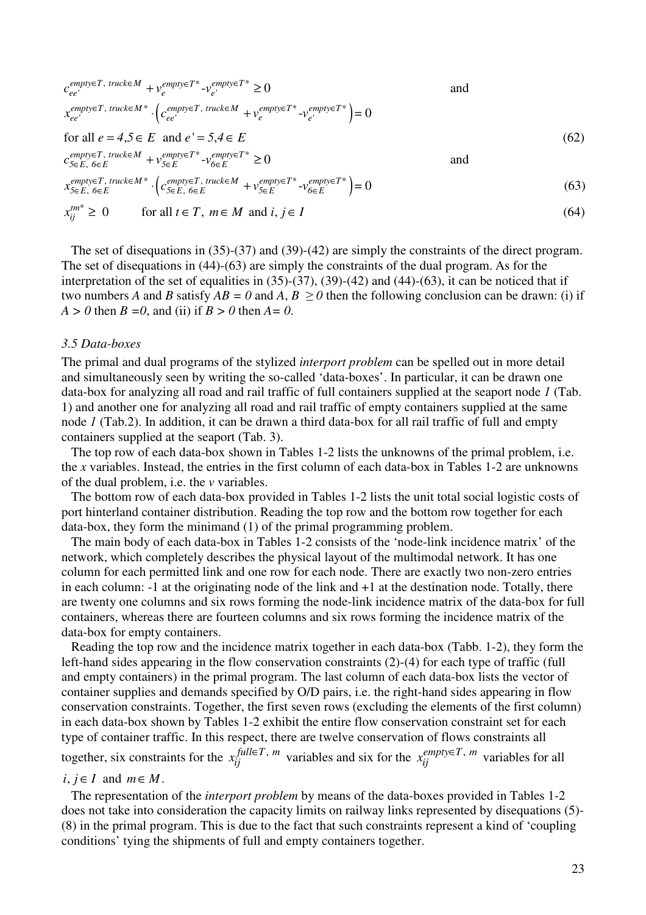$$c_{ee'}^{empty\in T,\ truck\in M} + v_{e}^{empty\in T*} \text{-} v_{e'}^{empty\in T*} \geq 0 \qquad \text{and}$$

$$x_{ee'}^{empty\in T,\ truck\in M*} \cdot \left( c_{ee'}^{empty\in T,\ truck\in M} + v_{e}^{empty\in T*} \text{-} v_{e'}^{empty\in T*} \right) = 0$$

$$\text{for all } e = 4{,}5 \in E \ \text{ and } e' = 5{,}4 \in E \tag{62}$$

$$c_{5\in E,\ 6\in E}^{empty\in T,\ truck\in M} + v_{5\in E}^{empty\in T*} \text{-} v_{6\in E}^{empty\in T*} \geq 0 \qquad \text{and}$$

$$x_{5\in E,\ 6\in E}^{empty\in T,\ truck\in M*} \cdot \left( c_{5\in E,\ 6\in E}^{empty\in T,\ truck\in M} + v_{5\in E}^{empty\in T*} \text{-} v_{6\in E}^{empty\in T*} \right) = 0 \tag{63}$$

$$x_{ij}^{tm*} \geq \ 0 \qquad \text{for all } t \in T,\ m \in M \ \text{ and } i, j \in I \tag{64}$$

The set of disequations in (35)-(37) and (39)-(42) are simply the constraints of the direct program. The set of disequations in (44)-(63) are simply the constraints of the dual program. As for the interpretation of the set of equalities in (35)-(37), (39)-(42) and (44)-(63), it can be noticed that if two numbers $A$ and $B$ satisfy $AB = 0$ and $A, B \geq 0$ then the following conclusion can be drawn: (i) if $A > 0$ then $B = 0$, and (ii) if $B > 0$ then $A = 0$.

### *3.5 Data-boxes*

The primal and dual programs of the stylized *interport problem* can be spelled out in more detail and simultaneously seen by writing the so-called 'data-boxes'. In particular, it can be drawn one data-box for analyzing all road and rail traffic of full containers supplied at the seaport node *1* (Tab. 1) and another one for analyzing all road and rail traffic of empty containers supplied at the same node *1* (Tab.2). In addition, it can be drawn a third data-box for all rail traffic of full and empty containers supplied at the seaport (Tab. 3).

The top row of each data-box shown in Tables 1-2 lists the unknowns of the primal problem, i.e. the $x$ variables. Instead, the entries in the first column of each data-box in Tables 1-2 are unknowns of the dual problem, i.e. the $v$ variables.

The bottom row of each data-box provided in Tables 1-2 lists the unit total social logistic costs of port hinterland container distribution. Reading the top row and the bottom row together for each data-box, they form the minimand (1) of the primal programming problem.

The main body of each data-box in Tables 1-2 consists of the 'node-link incidence matrix' of the network, which completely describes the physical layout of the multimodal network. It has one column for each permitted link and one row for each node. There are exactly two non-zero entries in each column: -1 at the originating node of the link and +1 at the destination node. Totally, there are twenty one columns and six rows forming the node-link incidence matrix of the data-box for full containers, whereas there are fourteen columns and six rows forming the incidence matrix of the data-box for empty containers.

Reading the top row and the incidence matrix together in each data-box (Tabb. 1-2), they form the left-hand sides appearing in the flow conservation constraints (2)-(4) for each type of traffic (full and empty containers) in the primal program. The last column of each data-box lists the vector of container supplies and demands specified by O/D pairs, i.e. the right-hand sides appearing in flow conservation constraints. Together, the first seven rows (excluding the elements of the first column) in each data-box shown by Tables 1-2 exhibit the entire flow conservation constraint set for each type of container traffic. In this respect, there are twelve conservation of flows constraints all together, six constraints for the $x_{ij}^{full\in T,\ m}$ variables and six for the $x_{ij}^{empty\in T,\ m}$ variables for all $i, j \in I$ and $m \in M$.

The representation of the *interport problem* by means of the data-boxes provided in Tables 1-2 does not take into consideration the capacity limits on railway links represented by disequations (5)-(8) in the primal program. This is due to the fact that such constraints represent a kind of 'coupling conditions' tying the shipments of full and empty containers together.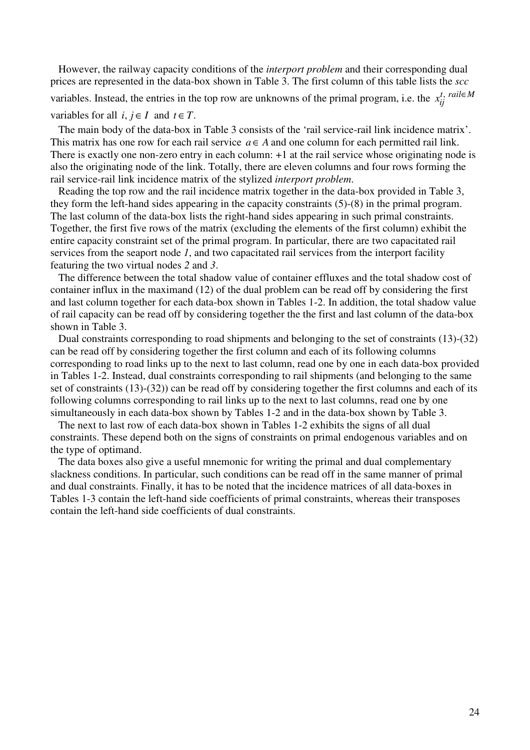However, the railway capacity conditions of the *interport problem* and their corresponding dual prices are represented in the data-box shown in Table 3. The first column of this table lists the *scc* variables. Instead, the entries in the top row are unknowns of the primal program, i.e. the $x_{ij}^{t,\, rail \in M}$ variables for all $i, j \in I$ and $t \in T$.

The main body of the data-box in Table 3 consists of the 'rail service-rail link incidence matrix'. This matrix has one row for each rail service $a \in A$ and one column for each permitted rail link. There is exactly one non-zero entry in each column: +1 at the rail service whose originating node is also the originating node of the link. Totally, there are eleven columns and four rows forming the rail service-rail link incidence matrix of the stylized *interport problem*.

Reading the top row and the rail incidence matrix together in the data-box provided in Table 3, they form the left-hand sides appearing in the capacity constraints (5)-(8) in the primal program. The last column of the data-box lists the right-hand sides appearing in such primal constraints. Together, the first five rows of the matrix (excluding the elements of the first column) exhibit the entire capacity constraint set of the primal program. In particular, there are two capacitated rail services from the seaport node *1*, and two capacitated rail services from the interport facility featuring the two virtual nodes *2* and *3*.

The difference between the total shadow value of container effluxes and the total shadow cost of container influx in the maximand (12) of the dual problem can be read off by considering the first and last column together for each data-box shown in Tables 1-2. In addition, the total shadow value of rail capacity can be read off by considering together the the first and last column of the data-box shown in Table 3.

Dual constraints corresponding to road shipments and belonging to the set of constraints (13)-(32) can be read off by considering together the first column and each of its following columns corresponding to road links up to the next to last column, read one by one in each data-box provided in Tables 1-2. Instead, dual constraints corresponding to rail shipments (and belonging to the same set of constraints (13)-(32)) can be read off by considering together the first columns and each of its following columns corresponding to rail links up to the next to last columns, read one by one simultaneously in each data-box shown by Tables 1-2 and in the data-box shown by Table 3.

The next to last row of each data-box shown in Tables 1-2 exhibits the signs of all dual constraints. These depend both on the signs of constraints on primal endogenous variables and on the type of optimand.

The data boxes also give a useful mnemonic for writing the primal and dual complementary slackness conditions. In particular, such conditions can be read off in the same manner of primal and dual constraints. Finally, it has to be noted that the incidence matrices of all data-boxes in Tables 1-3 contain the left-hand side coefficients of primal constraints, whereas their transposes contain the left-hand side coefficients of dual constraints.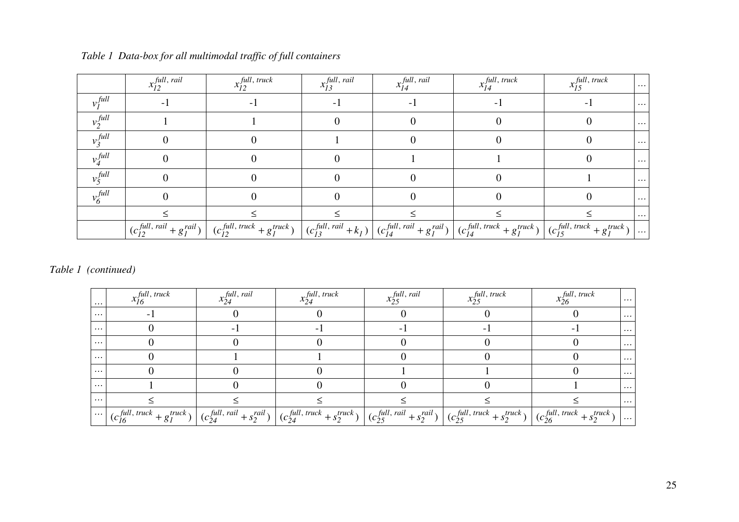*Table 1 Data-box for all multimodal traffic of full containers*

| | $x_{12}^{full,\,rail}$ | $x_{12}^{full,\,truck}$ | $x_{13}^{full,\,rail}$ | $x_{14}^{full,\,rail}$ | $x_{14}^{full,\,truck}$ | $x_{15}^{full,\,truck}$ | … |
|---|---|---|---|---|---|---|---|
| $v_1^{full}$ | -1 | -1 | -1 | -1 | -1 | -1 | … |
| $v_2^{full}$ | 1 | 1 | 0 | 0 | 0 | 0 | … |
| $v_3^{full}$ | 0 | 0 | 1 | 0 | 0 | 0 | … |
| $v_4^{full}$ | 0 | 0 | 0 | 1 | 1 | 0 | … |
| $v_5^{full}$ | 0 | 0 | 0 | 0 | 0 | 1 | … |
| $v_6^{full}$ | 0 | 0 | 0 | 0 | 0 | 0 | … |
| | $\leq$ | $\leq$ | $\leq$ | $\leq$ | $\leq$ | $\leq$ | … |
| | $(c_{12}^{full,\,rail} + g_1^{rail})$ | $(c_{12}^{full,\,truck} + g_1^{truck})$ | $(c_{13}^{full,\,rail} + k_1)$ | $(c_{14}^{full,\,rail} + g_1^{rail})$ | $(c_{14}^{full,\,truck} + g_1^{truck})$ | $(c_{15}^{full,\,truck} + g_1^{truck})$ | … |

*Table 1 (continued)*

| … | $x_{16}^{full,\,truck}$ | $x_{24}^{full,\,rail}$ | $x_{24}^{full,\,truck}$ | $x_{25}^{full,\,rail}$ | $x_{25}^{full,\,truck}$ | $x_{26}^{full,\,truck}$ | … |
|---|---|---|---|---|---|---|---|
| … | -1 | 0 | 0 | 0 | 0 | 0 | … |
| … | 0 | -1 | -1 | -1 | -1 | -1 | … |
| … | 0 | 0 | 0 | 0 | 0 | 0 | … |
| … | 0 | 1 | 1 | 0 | 0 | 0 | … |
| … | 0 | 0 | 0 | 1 | 1 | 0 | … |
| … | 1 | 0 | 0 | 0 | 0 | 1 | … |
| … | $\leq$ | $\leq$ | $\leq$ | $\leq$ | $\leq$ | $\leq$ | … |
| … | $(c_{16}^{full,\,truck} + g_1^{truck})$ | $(c_{24}^{full,\,rail} + s_2^{rail})$ | $(c_{24}^{full,\,truck} + s_2^{truck})$ | $(c_{25}^{full,\,rail} + s_2^{rail})$ | $(c_{25}^{full,\,truck} + s_2^{truck})$ | $(c_{26}^{full,\,truck} + s_2^{truck})$ | … |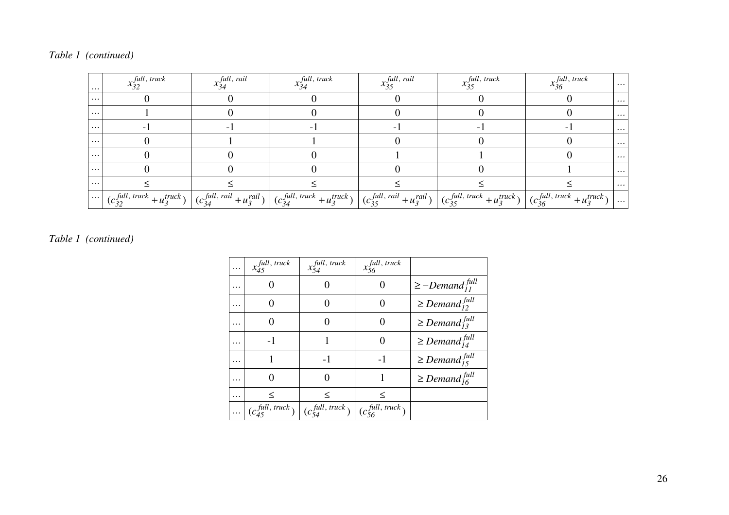*Table 1 (continued)*

| ... | $x_{32}^{full,\ truck}$ | $x_{34}^{full,\ rail}$ | $x_{34}^{full,\ truck}$ | $x_{35}^{full,\ rail}$ | $x_{35}^{full,\ truck}$ | $x_{36}^{full,\ truck}$ | ... |
|---|---|---|---|---|---|---|---|
| ... | 0 | 0 | 0 | 0 | 0 | 0 | ... |
| ... | 1 | 0 | 0 | 0 | 0 | 0 | ... |
| ... | -1 | -1 | -1 | -1 | -1 | -1 | ... |
| ... | 0 | 1 | 1 | 0 | 0 | 0 | ... |
| ... | 0 | 0 | 0 | 1 | 1 | 0 | ... |
| ... | 0 | 0 | 0 | 0 | 0 | 1 | ... |
| ... | $\leq$ | $\leq$ | $\leq$ | $\leq$ | $\leq$ | $\leq$ | ... |
| ... | $(c_{32}^{full,\ truck} + u_3^{truck})$ | $(c_{34}^{full,\ rail} + u_3^{rail})$ | $(c_{34}^{full,\ truck} + u_3^{truck})$ | $(c_{35}^{full,\ rail} + u_3^{rail})$ | $(c_{35}^{full,\ truck} + u_3^{truck})$ | $(c_{36}^{full,\ truck} + u_3^{truck})$ | ... |

*Table 1 (continued)*

| ... | $x_{45}^{full,\ truck}$ | $x_{54}^{full,\ truck}$ | $x_{56}^{full,\ truck}$ | |
|---|---|---|---|---|
| ... | 0 | 0 | 0 | $\geq -Demand_{11}^{full}$ |
| ... | 0 | 0 | 0 | $\geq Demand_{12}^{full}$ |
| ... | 0 | 0 | 0 | $\geq Demand_{13}^{full}$ |
| ... | -1 | 1 | 0 | $\geq Demand_{14}^{full}$ |
| ... | 1 | -1 | -1 | $\geq Demand_{15}^{full}$ |
| ... | 0 | 0 | 1 | $\geq Demand_{16}^{full}$ |
| ... | $\leq$ | $\leq$ | $\leq$ | |
| ... | $(c_{45}^{full,\ truck})$ | $(c_{54}^{full,\ truck})$ | $(c_{56}^{full,\ truck})$ | |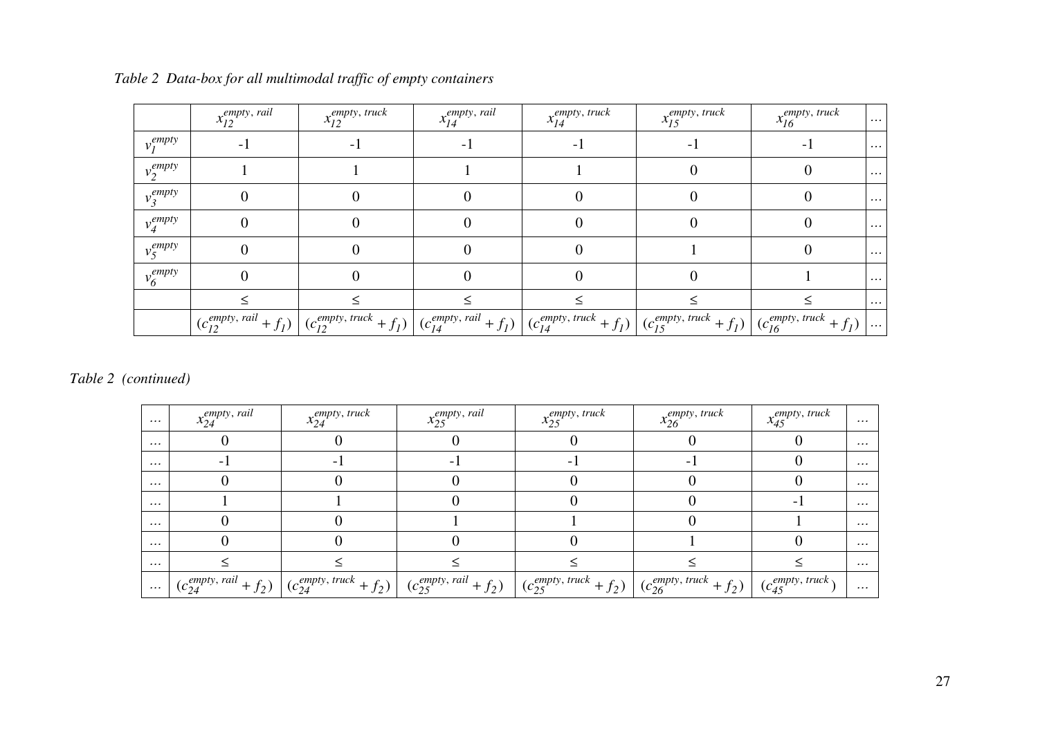*Table 2 Data-box for all multimodal traffic of empty containers*

| | $x_{12}^{empty,\,rail}$ | $x_{12}^{empty,\,truck}$ | $x_{14}^{empty,\,rail}$ | $x_{14}^{empty,\,truck}$ | $x_{15}^{empty,\,truck}$ | $x_{16}^{empty,\,truck}$ | … |
|---|---|---|---|---|---|---|---|
| $v_1^{empty}$ | -1 | -1 | -1 | -1 | -1 | -1 | … |
| $v_2^{empty}$ | 1 | 1 | 1 | 1 | 0 | 0 | … |
| $v_3^{empty}$ | 0 | 0 | 0 | 0 | 0 | 0 | … |
| $v_4^{empty}$ | 0 | 0 | 0 | 0 | 0 | 0 | … |
| $v_5^{empty}$ | 0 | 0 | 0 | 0 | 1 | 0 | … |
| $v_6^{empty}$ | 0 | 0 | 0 | 0 | 0 | 1 | … |
| | $\leq$ | $\leq$ | $\leq$ | $\leq$ | $\leq$ | $\leq$ | … |
| | $(c_{12}^{empty,\,rail} + f_1)$ | $(c_{12}^{empty,\,truck} + f_1)$ | $(c_{14}^{empty,\,rail} + f_1)$ | $(c_{14}^{empty,\,truck} + f_1)$ | $(c_{15}^{empty,\,truck} + f_1)$ | $(c_{16}^{empty,\,truck} + f_1)$ | … |

*Table 2 (continued)*

| … | $x_{24}^{empty,\,rail}$ | $x_{24}^{empty,\,truck}$ | $x_{25}^{empty,\,rail}$ | $x_{25}^{empty,\,truck}$ | $x_{26}^{empty,\,truck}$ | $x_{45}^{empty,\,truck}$ | … |
|---|---|---|---|---|---|---|---|
| … | 0 | 0 | 0 | 0 | 0 | 0 | … |
| … | -1 | -1 | -1 | -1 | -1 | 0 | … |
| … | 0 | 0 | 0 | 0 | 0 | 0 | … |
| … | 1 | 1 | 0 | 0 | 0 | -1 | … |
| … | 0 | 0 | 1 | 1 | 0 | 1 | … |
| … | 0 | 0 | 0 | 0 | 1 | 0 | … |
| … | $\leq$ | $\leq$ | $\leq$ | $\leq$ | $\leq$ | $\leq$ | … |
| … | $(c_{24}^{empty,\,rail} + f_2)$ | $(c_{24}^{empty,\,truck} + f_2)$ | $(c_{25}^{empty,\,rail} + f_2)$ | $(c_{25}^{empty,\,truck} + f_2)$ | $(c_{26}^{empty,\,truck} + f_2)$ | $(c_{45}^{empty,\,truck})$ | … |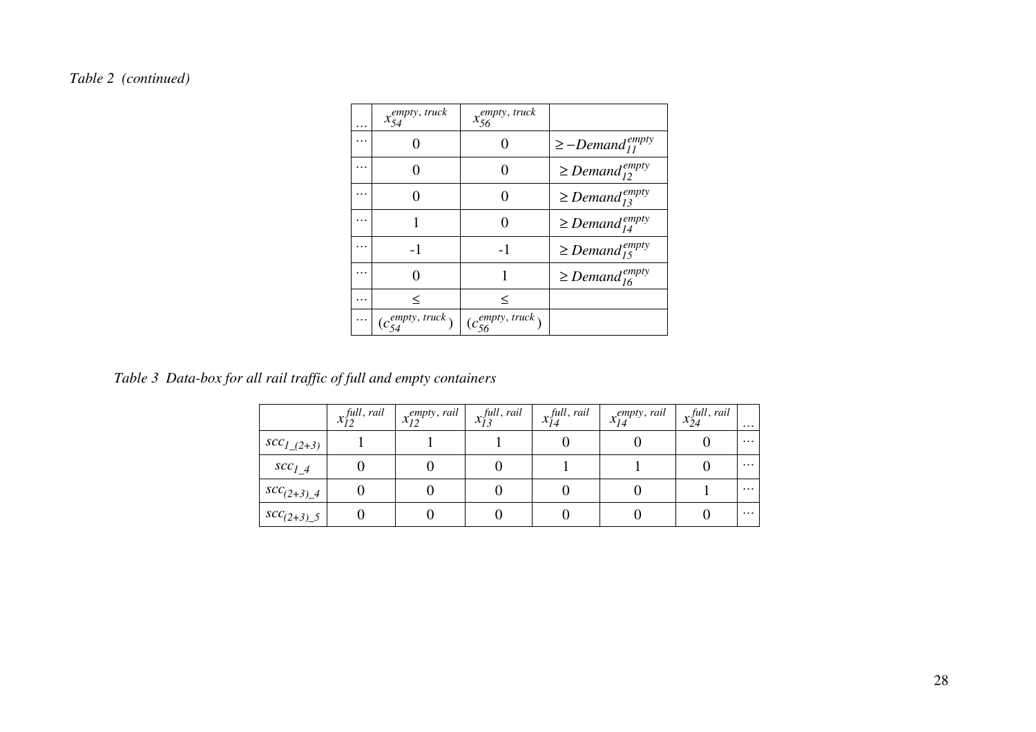*Table 2 (continued)*

| ... | $x_{54}^{empty,\ truck}$ | $x_{56}^{empty,\ truck}$ | |
|---|---|---|---|
| ... | 0 | 0 | $\geq -Demand_{11}^{empty}$ |
| ... | 0 | 0 | $\geq Demand_{12}^{empty}$ |
| ... | 0 | 0 | $\geq Demand_{13}^{empty}$ |
| ... | 1 | 0 | $\geq Demand_{14}^{empty}$ |
| ... | -1 | -1 | $\geq Demand_{15}^{empty}$ |
| ... | 0 | 1 | $\geq Demand_{16}^{empty}$ |
| ... | $\leq$ | $\leq$ | |
| ... | $(c_{54}^{empty,\ truck})$ | $(c_{56}^{empty,\ truck})$ | |

*Table 3 Data-box for all rail traffic of full and empty containers*

| | $x_{12}^{full,\ rail}$ | $x_{12}^{empty,\ rail}$ | $x_{13}^{full,\ rail}$ | $x_{14}^{full,\ rail}$ | $x_{14}^{empty,\ rail}$ | $x_{24}^{full,\ rail}$ | ... |
|---|---|---|---|---|---|---|---|
| $scc_{1\_(2+3)}$ | 1 | 1 | 1 | 0 | 0 | 0 | ... |
| $scc_{1\_4}$ | 0 | 0 | 0 | 1 | 1 | 0 | ... |
| $scc_{(2+3)\_4}$ | 0 | 0 | 0 | 0 | 0 | 1 | ... |
| $scc_{(2+3)\_5}$ | 0 | 0 | 0 | 0 | 0 | 0 | ... |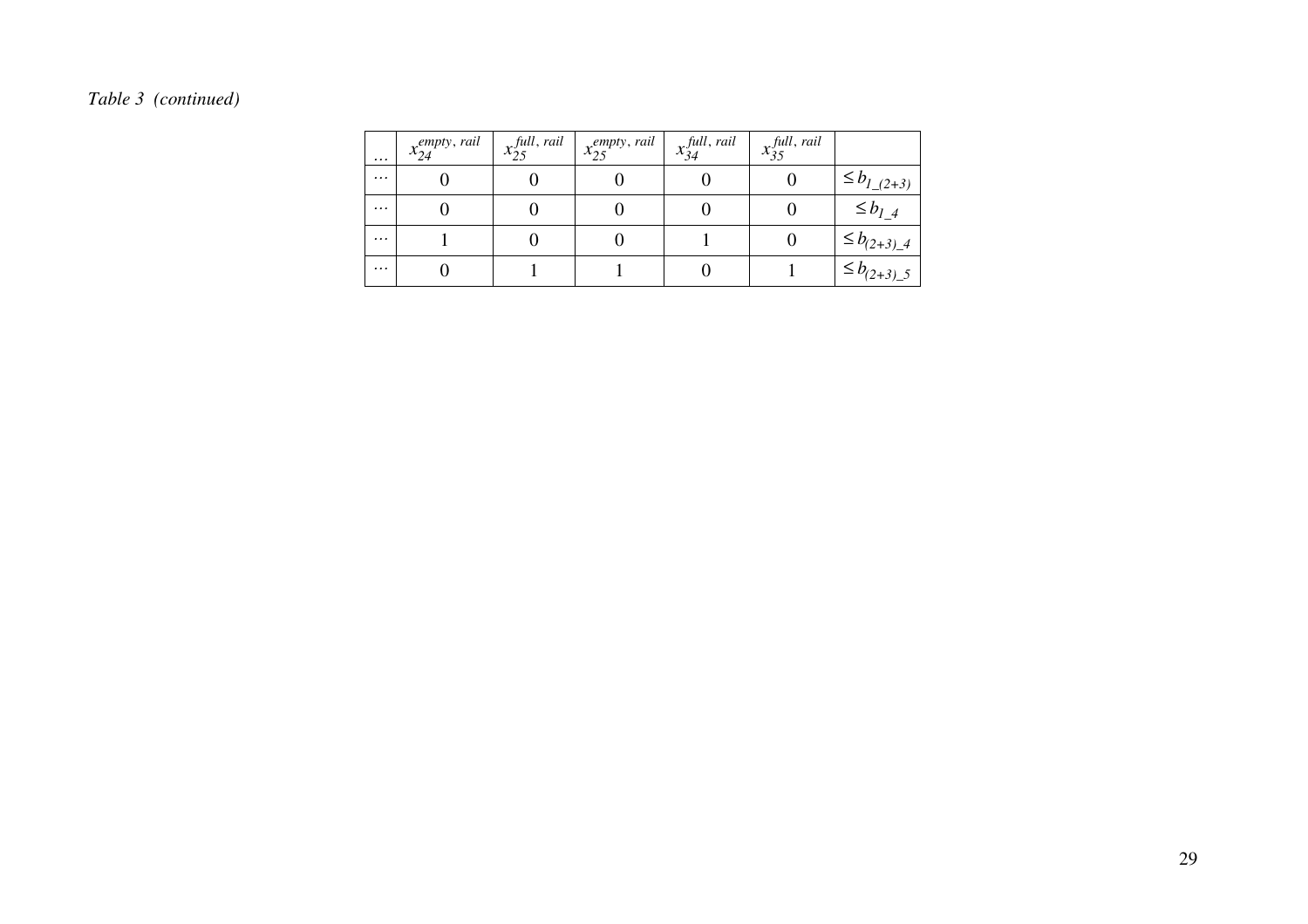*Table 3 (continued)*

| … | $x_{24}^{empty,\,rail}$ | $x_{25}^{full,\,rail}$ | $x_{25}^{empty,\,rail}$ | $x_{34}^{full,\,rail}$ | $x_{35}^{full,\,rail}$ | |
|---|---|---|---|---|---|---|
| … | 0 | 0 | 0 | 0 | 0 | $\leq b_{1\_(2+3)}$ |
| … | 0 | 0 | 0 | 0 | 0 | $\leq b_{1\_4}$ |
| … | 1 | 0 | 0 | 1 | 0 | $\leq b_{(2+3)\_4}$ |
| … | 0 | 1 | 1 | 0 | 1 | $\leq b_{(2+3)\_5}$ |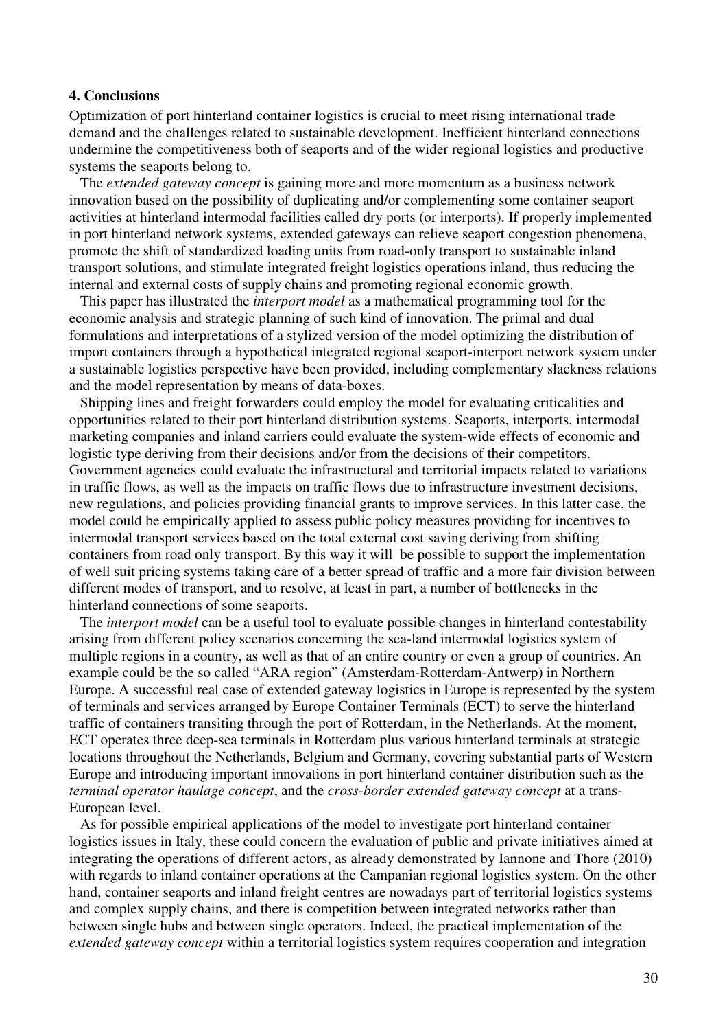**4. Conclusions**

Optimization of port hinterland container logistics is crucial to meet rising international trade demand and the challenges related to sustainable development. Inefficient hinterland connections undermine the competitiveness both of seaports and of the wider regional logistics and productive systems the seaports belong to.

The *extended gateway concept* is gaining more and more momentum as a business network innovation based on the possibility of duplicating and/or complementing some container seaport activities at hinterland intermodal facilities called dry ports (or interports). If properly implemented in port hinterland network systems, extended gateways can relieve seaport congestion phenomena, promote the shift of standardized loading units from road-only transport to sustainable inland transport solutions, and stimulate integrated freight logistics operations inland, thus reducing the internal and external costs of supply chains and promoting regional economic growth.

This paper has illustrated the *interport model* as a mathematical programming tool for the economic analysis and strategic planning of such kind of innovation. The primal and dual formulations and interpretations of a stylized version of the model optimizing the distribution of import containers through a hypothetical integrated regional seaport-interport network system under a sustainable logistics perspective have been provided, including complementary slackness relations and the model representation by means of data-boxes.

Shipping lines and freight forwarders could employ the model for evaluating criticalities and opportunities related to their port hinterland distribution systems. Seaports, interports, intermodal marketing companies and inland carriers could evaluate the system-wide effects of economic and logistic type deriving from their decisions and/or from the decisions of their competitors. Government agencies could evaluate the infrastructural and territorial impacts related to variations in traffic flows, as well as the impacts on traffic flows due to infrastructure investment decisions, new regulations, and policies providing financial grants to improve services. In this latter case, the model could be empirically applied to assess public policy measures providing for incentives to intermodal transport services based on the total external cost saving deriving from shifting containers from road only transport. By this way it will be possible to support the implementation of well suit pricing systems taking care of a better spread of traffic and a more fair division between different modes of transport, and to resolve, at least in part, a number of bottlenecks in the hinterland connections of some seaports.

The *interport model* can be a useful tool to evaluate possible changes in hinterland contestability arising from different policy scenarios concerning the sea-land intermodal logistics system of multiple regions in a country, as well as that of an entire country or even a group of countries. An example could be the so called "ARA region" (Amsterdam-Rotterdam-Antwerp) in Northern Europe. A successful real case of extended gateway logistics in Europe is represented by the system of terminals and services arranged by Europe Container Terminals (ECT) to serve the hinterland traffic of containers transiting through the port of Rotterdam, in the Netherlands. At the moment, ECT operates three deep-sea terminals in Rotterdam plus various hinterland terminals at strategic locations throughout the Netherlands, Belgium and Germany, covering substantial parts of Western Europe and introducing important innovations in port hinterland container distribution such as the *terminal operator haulage concept*, and the *cross-border extended gateway concept* at a trans-European level.

As for possible empirical applications of the model to investigate port hinterland container logistics issues in Italy, these could concern the evaluation of public and private initiatives aimed at integrating the operations of different actors, as already demonstrated by Iannone and Thore (2010) with regards to inland container operations at the Campanian regional logistics system. On the other hand, container seaports and inland freight centres are nowadays part of territorial logistics systems and complex supply chains, and there is competition between integrated networks rather than between single hubs and between single operators. Indeed, the practical implementation of the *extended gateway concept* within a territorial logistics system requires cooperation and integration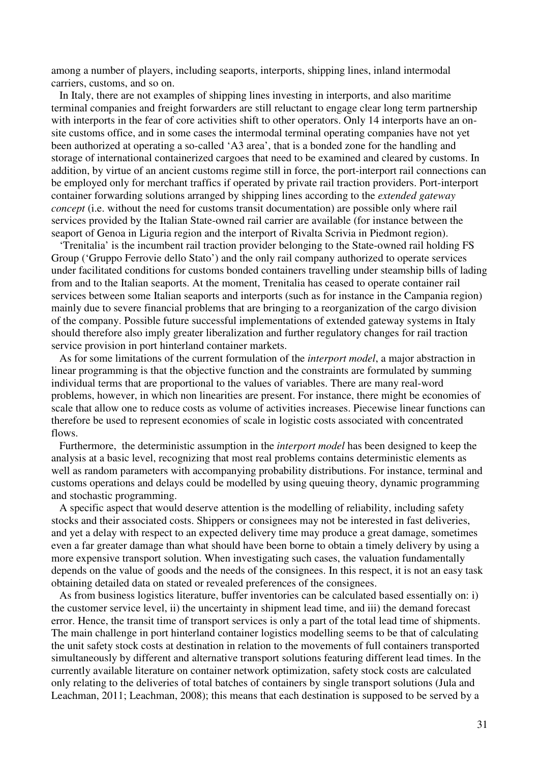among a number of players, including seaports, interports, shipping lines, inland intermodal carriers, customs, and so on.

In Italy, there are not examples of shipping lines investing in interports, and also maritime terminal companies and freight forwarders are still reluctant to engage clear long term partnership with interports in the fear of core activities shift to other operators. Only 14 interports have an on-site customs office, and in some cases the intermodal terminal operating companies have not yet been authorized at operating a so-called 'A3 area', that is a bonded zone for the handling and storage of international containerized cargoes that need to be examined and cleared by customs. In addition, by virtue of an ancient customs regime still in force, the port-interport rail connections can be employed only for merchant traffics if operated by private rail traction providers. Port-interport container forwarding solutions arranged by shipping lines according to the *extended gateway concept* (i.e. without the need for customs transit documentation) are possible only where rail services provided by the Italian State-owned rail carrier are available (for instance between the seaport of Genoa in Liguria region and the interport of Rivalta Scrivia in Piedmont region).

'Trenitalia' is the incumbent rail traction provider belonging to the State-owned rail holding FS Group ('Gruppo Ferrovie dello Stato') and the only rail company authorized to operate services under facilitated conditions for customs bonded containers travelling under steamship bills of lading from and to the Italian seaports. At the moment, Trenitalia has ceased to operate container rail services between some Italian seaports and interports (such as for instance in the Campania region) mainly due to severe financial problems that are bringing to a reorganization of the cargo division of the company. Possible future successful implementations of extended gateway systems in Italy should therefore also imply greater liberalization and further regulatory changes for rail traction service provision in port hinterland container markets.

As for some limitations of the current formulation of the *interport model*, a major abstraction in linear programming is that the objective function and the constraints are formulated by summing individual terms that are proportional to the values of variables. There are many real-word problems, however, in which non linearities are present. For instance, there might be economies of scale that allow one to reduce costs as volume of activities increases. Piecewise linear functions can therefore be used to represent economies of scale in logistic costs associated with concentrated flows.

Furthermore, the deterministic assumption in the *interport model* has been designed to keep the analysis at a basic level, recognizing that most real problems contains deterministic elements as well as random parameters with accompanying probability distributions. For instance, terminal and customs operations and delays could be modelled by using queuing theory, dynamic programming and stochastic programming.

A specific aspect that would deserve attention is the modelling of reliability, including safety stocks and their associated costs. Shippers or consignees may not be interested in fast deliveries, and yet a delay with respect to an expected delivery time may produce a great damage, sometimes even a far greater damage than what should have been borne to obtain a timely delivery by using a more expensive transport solution. When investigating such cases, the valuation fundamentally depends on the value of goods and the needs of the consignees. In this respect, it is not an easy task obtaining detailed data on stated or revealed preferences of the consignees.

As from business logistics literature, buffer inventories can be calculated based essentially on: i) the customer service level, ii) the uncertainty in shipment lead time, and iii) the demand forecast error. Hence, the transit time of transport services is only a part of the total lead time of shipments. The main challenge in port hinterland container logistics modelling seems to be that of calculating the unit safety stock costs at destination in relation to the movements of full containers transported simultaneously by different and alternative transport solutions featuring different lead times. In the currently available literature on container network optimization, safety stock costs are calculated only relating to the deliveries of total batches of containers by single transport solutions (Jula and Leachman, 2011; Leachman, 2008); this means that each destination is supposed to be served by a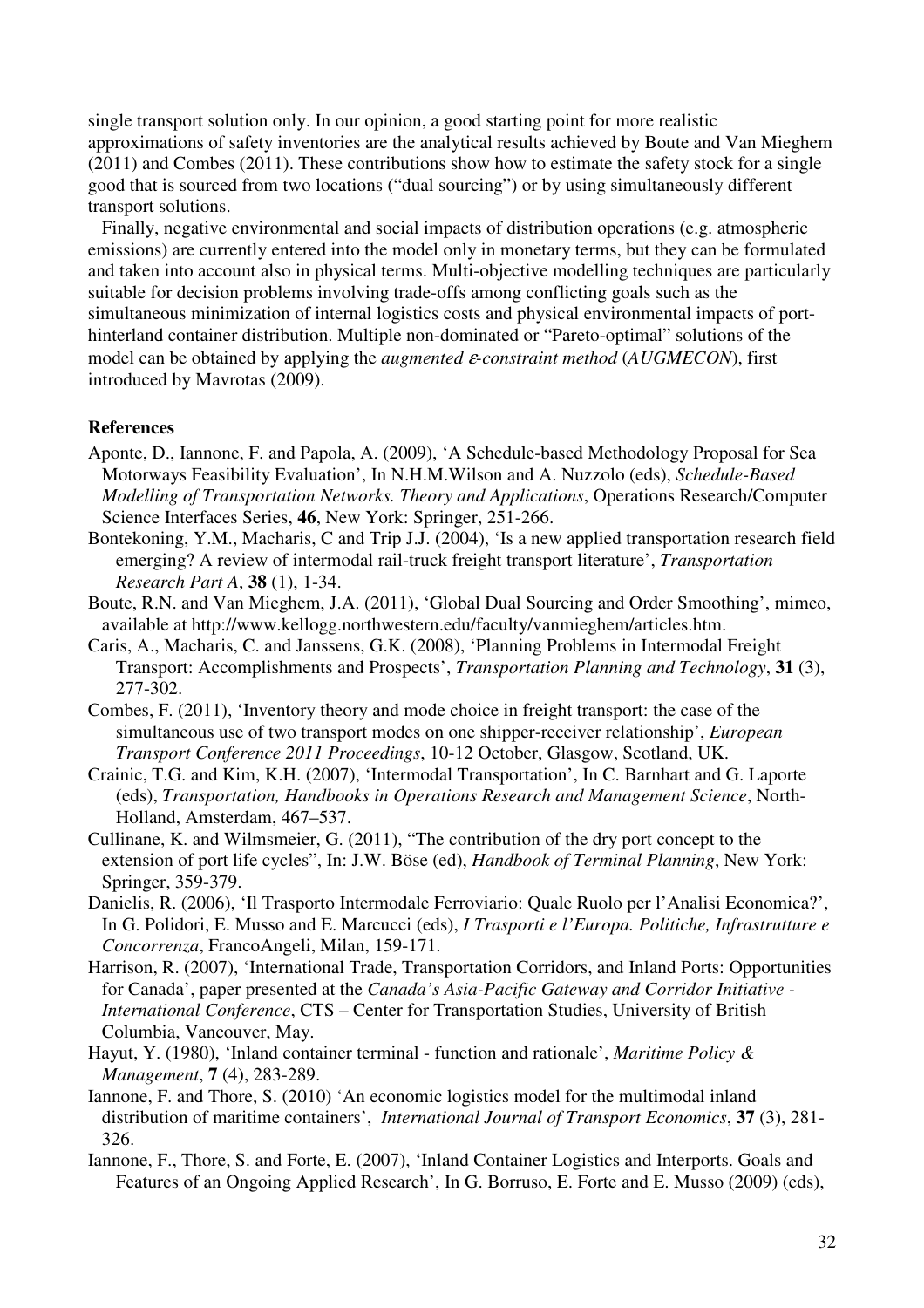single transport solution only. In our opinion, a good starting point for more realistic approximations of safety inventories are the analytical results achieved by Boute and Van Mieghem (2011) and Combes (2011). These contributions show how to estimate the safety stock for a single good that is sourced from two locations ("dual sourcing") or by using simultaneously different transport solutions.

Finally, negative environmental and social impacts of distribution operations (e.g. atmospheric emissions) are currently entered into the model only in monetary terms, but they can be formulated and taken into account also in physical terms. Multi-objective modelling techniques are particularly suitable for decision problems involving trade-offs among conflicting goals such as the simultaneous minimization of internal logistics costs and physical environmental impacts of port-hinterland container distribution. Multiple non-dominated or "Pareto-optimal" solutions of the model can be obtained by applying the *augmented $\varepsilon$-constraint method* (*AUGMECON*), first introduced by Mavrotas (2009).

**References**

Aponte, D., Iannone, F. and Papola, A. (2009), 'A Schedule-based Methodology Proposal for Sea Motorways Feasibility Evaluation', In N.H.M.Wilson and A. Nuzzolo (eds), *Schedule-Based Modelling of Transportation Networks. Theory and Applications*, Operations Research/Computer Science Interfaces Series, **46**, New York: Springer, 251-266.

Bontekoning, Y.M., Macharis, C and Trip J.J. (2004), 'Is a new applied transportation research field emerging? A review of intermodal rail-truck freight transport literature', *Transportation Research Part A*, **38** (1), 1-34.

Boute, R.N. and Van Mieghem, J.A. (2011), 'Global Dual Sourcing and Order Smoothing', mimeo, available at http://www.kellogg.northwestern.edu/faculty/vanmieghem/articles.htm.

Caris, A., Macharis, C. and Janssens, G.K. (2008), 'Planning Problems in Intermodal Freight Transport: Accomplishments and Prospects', *Transportation Planning and Technology*, **31** (3), 277-302.

Combes, F. (2011), 'Inventory theory and mode choice in freight transport: the case of the simultaneous use of two transport modes on one shipper-receiver relationship', *European Transport Conference 2011 Proceedings*, 10-12 October, Glasgow, Scotland, UK.

Crainic, T.G. and Kim, K.H. (2007), 'Intermodal Transportation', In C. Barnhart and G. Laporte (eds), *Transportation, Handbooks in Operations Research and Management Science*, North-Holland, Amsterdam, 467–537.

Cullinane, K. and Wilmsmeier, G. (2011), "The contribution of the dry port concept to the extension of port life cycles", In: J.W. Böse (ed), *Handbook of Terminal Planning*, New York: Springer, 359-379.

Danielis, R. (2006), 'Il Trasporto Intermodale Ferroviario: Quale Ruolo per l'Analisi Economica?', In G. Polidori, E. Musso and E. Marcucci (eds), *I Trasporti e l'Europa. Politiche, Infrastrutture e Concorrenza*, FrancoAngeli, Milan, 159-171.

Harrison, R. (2007), 'International Trade, Transportation Corridors, and Inland Ports: Opportunities for Canada', paper presented at the *Canada's Asia-Pacific Gateway and Corridor Initiative - International Conference*, CTS – Center for Transportation Studies, University of British Columbia, Vancouver, May.

Hayut, Y. (1980), 'Inland container terminal - function and rationale', *Maritime Policy & Management*, **7** (4), 283-289.

Iannone, F. and Thore, S. (2010) 'An economic logistics model for the multimodal inland distribution of maritime containers', *International Journal of Transport Economics*, **37** (3), 281-326.

Iannone, F., Thore, S. and Forte, E. (2007), 'Inland Container Logistics and Interports. Goals and Features of an Ongoing Applied Research', In G. Borruso, E. Forte and E. Musso (2009) (eds),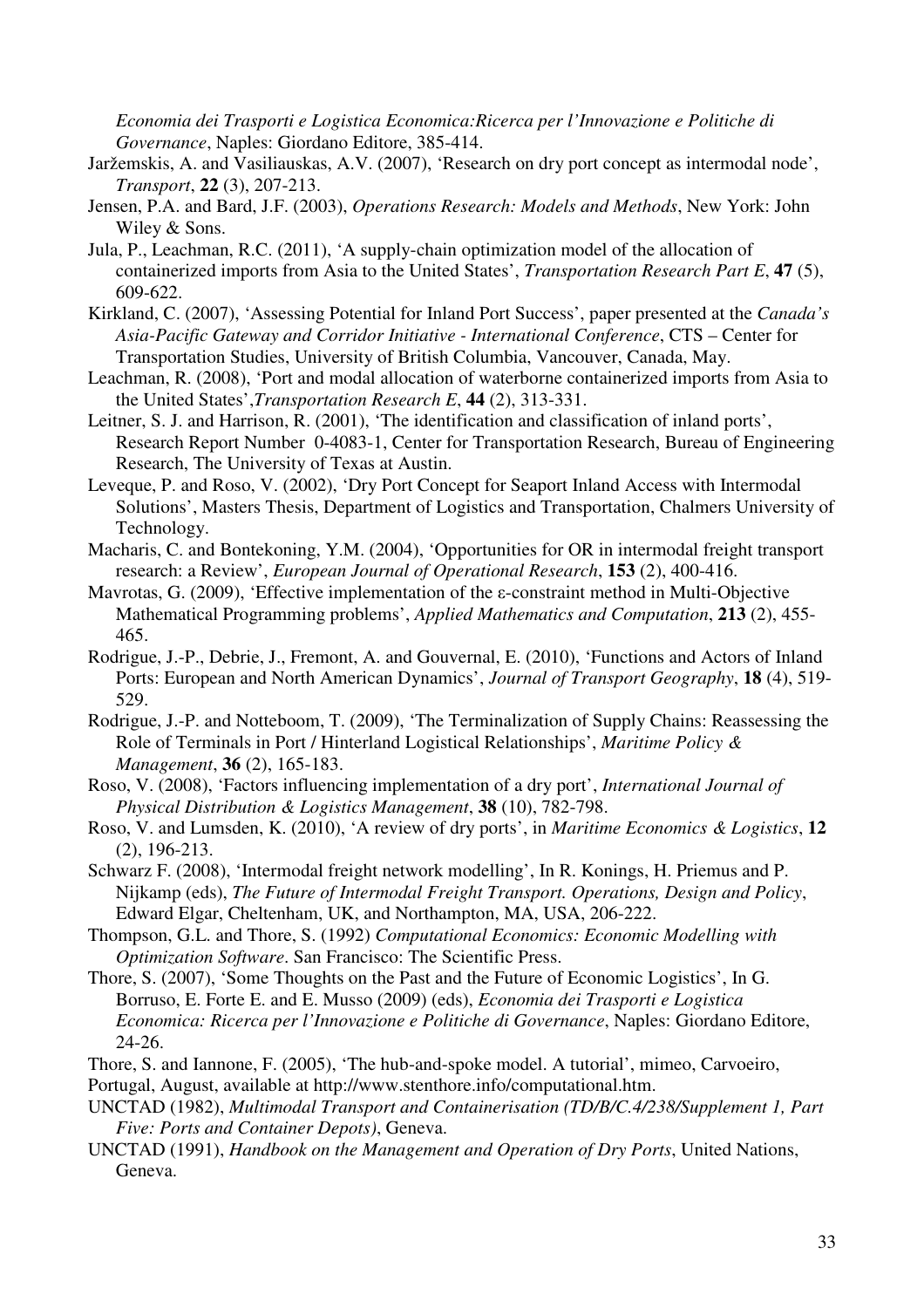*Economia dei Trasporti e Logistica Economica:Ricerca per l'Innovazione e Politiche di Governance*, Naples: Giordano Editore, 385-414.

Jaržemskis, A. and Vasiliauskas, A.V. (2007), 'Research on dry port concept as intermodal node', *Transport*, **22** (3), 207-213.

Jensen, P.A. and Bard, J.F. (2003), *Operations Research: Models and Methods*, New York: John Wiley & Sons.

Jula, P., Leachman, R.C. (2011), 'A supply-chain optimization model of the allocation of containerized imports from Asia to the United States', *Transportation Research Part E*, **47** (5), 609-622.

Kirkland, C. (2007), 'Assessing Potential for Inland Port Success', paper presented at the *Canada's Asia-Pacific Gateway and Corridor Initiative - International Conference*, CTS – Center for Transportation Studies, University of British Columbia, Vancouver, Canada, May.

Leachman, R. (2008), 'Port and modal allocation of waterborne containerized imports from Asia to the United States',*Transportation Research E*, **44** (2), 313-331.

Leitner, S. J. and Harrison, R. (2001), 'The identification and classification of inland ports', Research Report Number 0-4083-1, Center for Transportation Research, Bureau of Engineering Research, The University of Texas at Austin.

Leveque, P. and Roso, V. (2002), 'Dry Port Concept for Seaport Inland Access with Intermodal Solutions', Masters Thesis, Department of Logistics and Transportation, Chalmers University of Technology.

Macharis, C. and Bontekoning, Y.M. (2004), 'Opportunities for OR in intermodal freight transport research: a Review', *European Journal of Operational Research*, **153** (2), 400-416.

Mavrotas, G. (2009), 'Effective implementation of the ε-constraint method in Multi-Objective Mathematical Programming problems', *Applied Mathematics and Computation*, **213** (2), 455-465.

Rodrigue, J.-P., Debrie, J., Fremont, A. and Gouvernal, E. (2010), 'Functions and Actors of Inland Ports: European and North American Dynamics', *Journal of Transport Geography*, **18** (4), 519-529.

Rodrigue, J.-P. and Notteboom, T. (2009), 'The Terminalization of Supply Chains: Reassessing the Role of Terminals in Port / Hinterland Logistical Relationships', *Maritime Policy & Management*, **36** (2), 165-183.

Roso, V. (2008), 'Factors influencing implementation of a dry port', *International Journal of Physical Distribution & Logistics Management*, **38** (10), 782-798.

Roso, V. and Lumsden, K. (2010), 'A review of dry ports', in *Maritime Economics & Logistics*, **12** (2), 196-213.

Schwarz F. (2008), 'Intermodal freight network modelling', In R. Konings, H. Priemus and P. Nijkamp (eds), *The Future of Intermodal Freight Transport. Operations, Design and Policy*, Edward Elgar, Cheltenham, UK, and Northampton, MA, USA, 206-222.

Thompson, G.L. and Thore, S. (1992) *Computational Economics: Economic Modelling with Optimization Software*. San Francisco: The Scientific Press.

Thore, S. (2007), 'Some Thoughts on the Past and the Future of Economic Logistics', In G. Borruso, E. Forte E. and E. Musso (2009) (eds), *Economia dei Trasporti e Logistica Economica: Ricerca per l'Innovazione e Politiche di Governance*, Naples: Giordano Editore, 24-26.

Thore, S. and Iannone, F. (2005), 'The hub-and-spoke model. A tutorial', mimeo, Carvoeiro, Portugal, August, available at http://www.stenthore.info/computational.htm.

UNCTAD (1982), *Multimodal Transport and Containerisation (TD/B/C.4/238/Supplement 1, Part Five: Ports and Container Depots)*, Geneva.

UNCTAD (1991), *Handbook on the Management and Operation of Dry Ports*, United Nations, Geneva.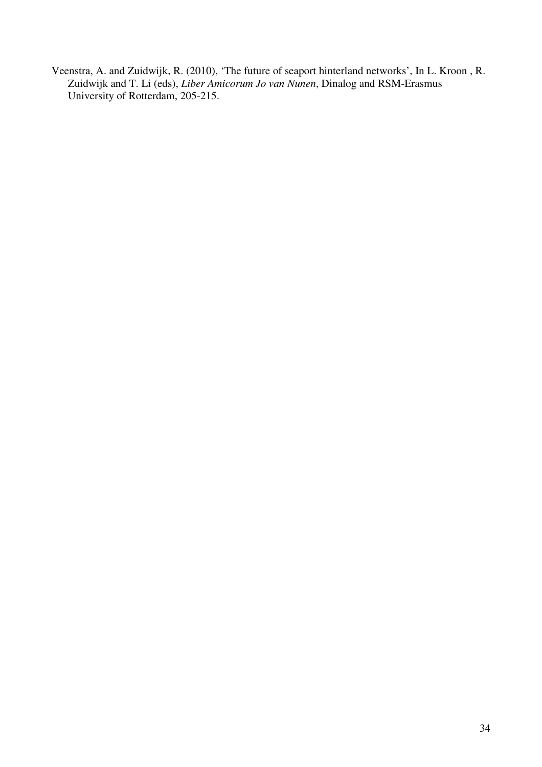Veenstra, A. and Zuidwijk, R. (2010), 'The future of seaport hinterland networks', In L. Kroon , R. Zuidwijk and T. Li (eds), *Liber Amicorum Jo van Nunen*, Dinalog and RSM-Erasmus University of Rotterdam, 205-215.